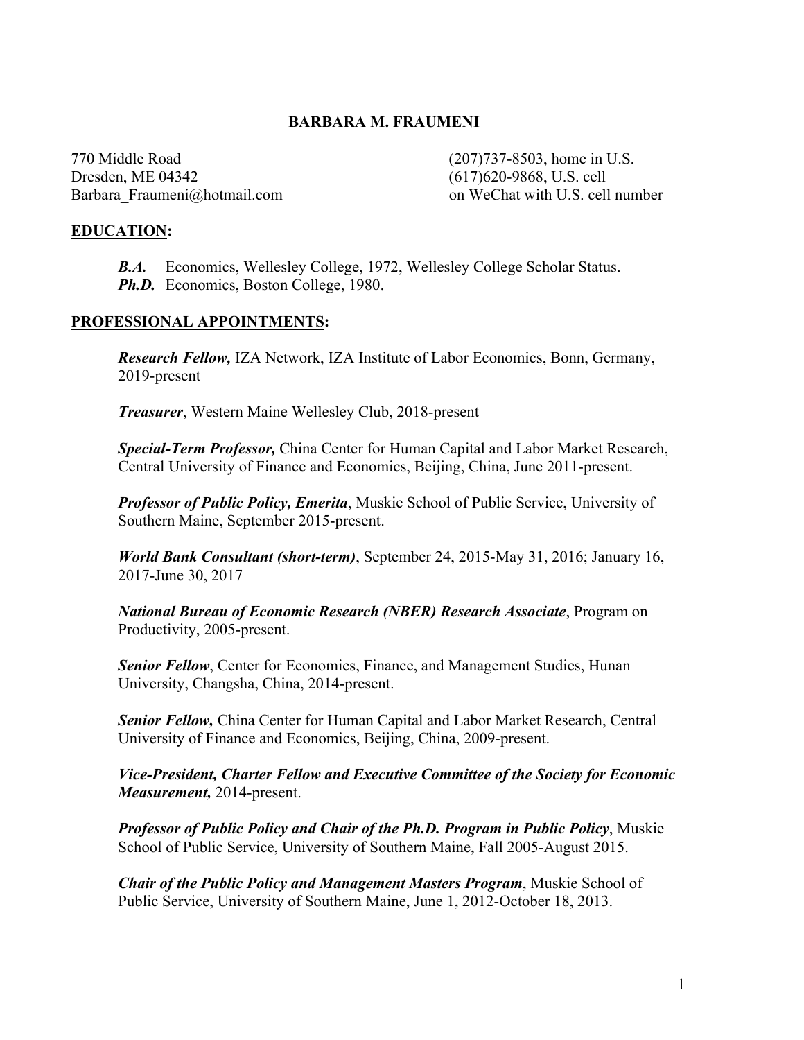# BARBARA M. FRAUMENI

770 Middle Road
Dresden, ME 04342
Barbara_Fraumeni@hotmail.com

(207)737-8503, home in U.S.
(617)620-9868, U.S. cell
on WeChat with U.S. cell number

## EDUCATION:

***B.A.*** Economics, Wellesley College, 1972, Wellesley College Scholar Status.
***Ph.D.*** Economics, Boston College, 1980.

## PROFESSIONAL APPOINTMENTS:

***Research Fellow,*** IZA Network, IZA Institute of Labor Economics, Bonn, Germany, 2019-present

***Treasurer***, Western Maine Wellesley Club, 2018-present

***Special-Term Professor,*** China Center for Human Capital and Labor Market Research, Central University of Finance and Economics, Beijing, China, June 2011-present.

***Professor of Public Policy, Emerita***, Muskie School of Public Service, University of Southern Maine, September 2015-present.

***World Bank Consultant (short-term)***, September 24, 2015-May 31, 2016; January 16, 2017-June 30, 2017

***National Bureau of Economic Research (NBER) Research Associate***, Program on Productivity, 2005-present.

***Senior Fellow***, Center for Economics, Finance, and Management Studies, Hunan University, Changsha, China, 2014-present.

***Senior Fellow,*** China Center for Human Capital and Labor Market Research, Central University of Finance and Economics, Beijing, China, 2009-present.

***Vice-President, Charter Fellow and Executive Committee of the Society for Economic Measurement,*** 2014-present.

***Professor of Public Policy and Chair of the Ph.D. Program in Public Policy***, Muskie School of Public Service, University of Southern Maine, Fall 2005-August 2015.

***Chair of the Public Policy and Management Masters Program***, Muskie School of Public Service, University of Southern Maine, June 1, 2012-October 18, 2013.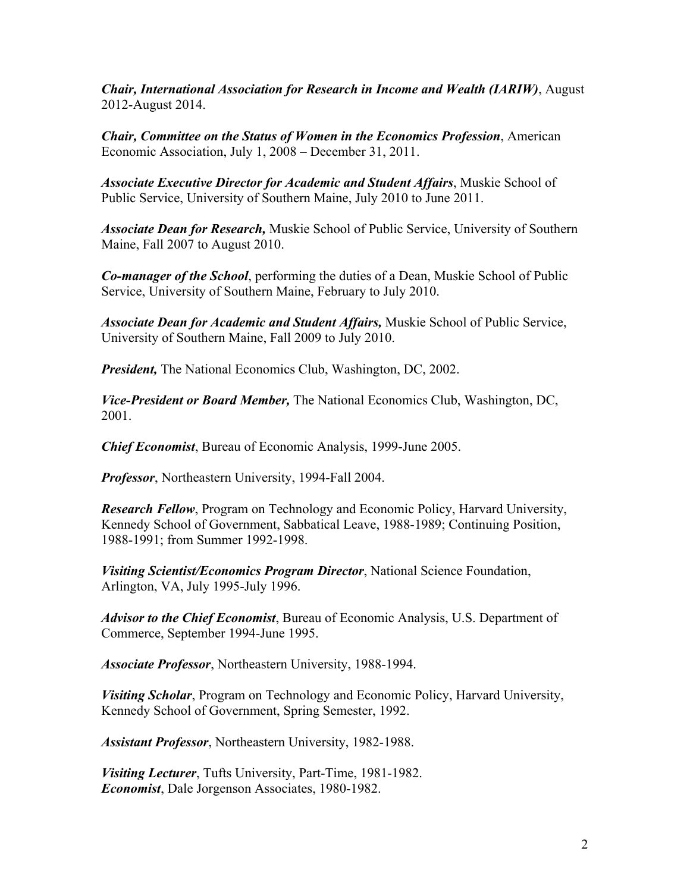***Chair, International Association for Research in Income and Wealth (IARIW)***, August 2012-August 2014.

***Chair, Committee on the Status of Women in the Economics Profession***, American Economic Association, July 1, 2008 – December 31, 2011.

***Associate Executive Director for Academic and Student Affairs***, Muskie School of Public Service, University of Southern Maine, July 2010 to June 2011.

***Associate Dean for Research,*** Muskie School of Public Service, University of Southern Maine, Fall 2007 to August 2010.

***Co-manager of the School***, performing the duties of a Dean, Muskie School of Public Service, University of Southern Maine, February to July 2010.

***Associate Dean for Academic and Student Affairs,*** Muskie School of Public Service, University of Southern Maine, Fall 2009 to July 2010.

***President,*** The National Economics Club, Washington, DC, 2002.

***Vice-President or Board Member,*** The National Economics Club, Washington, DC, 2001.

***Chief Economist***, Bureau of Economic Analysis, 1999-June 2005.

***Professor***, Northeastern University, 1994-Fall 2004.

***Research Fellow***, Program on Technology and Economic Policy, Harvard University, Kennedy School of Government, Sabbatical Leave, 1988-1989; Continuing Position, 1988-1991; from Summer 1992-1998.

***Visiting Scientist/Economics Program Director***, National Science Foundation, Arlington, VA, July 1995-July 1996.

***Advisor to the Chief Economist***, Bureau of Economic Analysis, U.S. Department of Commerce, September 1994-June 1995.

***Associate Professor***, Northeastern University, 1988-1994.

***Visiting Scholar***, Program on Technology and Economic Policy, Harvard University, Kennedy School of Government, Spring Semester, 1992.

***Assistant Professor***, Northeastern University, 1982-1988.

***Visiting Lecturer***, Tufts University, Part-Time, 1981-1982.
***Economist***, Dale Jorgenson Associates, 1980-1982.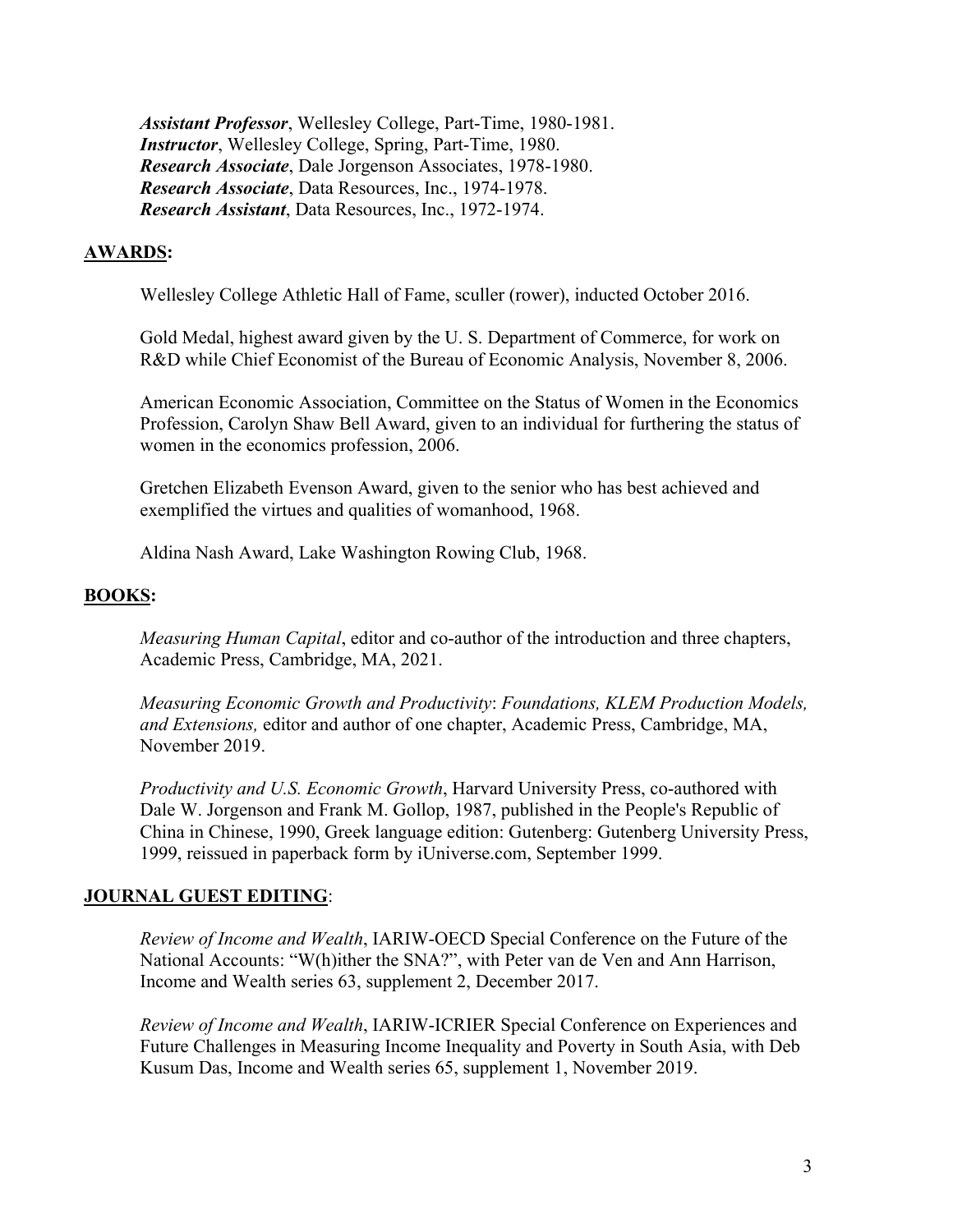***Assistant Professor***, Wellesley College, Part-Time, 1980-1981.
***Instructor***, Wellesley College, Spring, Part-Time, 1980.
***Research Associate***, Dale Jorgenson Associates, 1978-1980.
***Research Associate***, Data Resources, Inc., 1974-1978.
***Research Assistant***, Data Resources, Inc., 1972-1974.

## AWARDS:

Wellesley College Athletic Hall of Fame, sculler (rower), inducted October 2016.

Gold Medal, highest award given by the U. S. Department of Commerce, for work on R&D while Chief Economist of the Bureau of Economic Analysis, November 8, 2006.

American Economic Association, Committee on the Status of Women in the Economics Profession, Carolyn Shaw Bell Award, given to an individual for furthering the status of women in the economics profession, 2006.

Gretchen Elizabeth Evenson Award, given to the senior who has best achieved and exemplified the virtues and qualities of womanhood, 1968.

Aldina Nash Award, Lake Washington Rowing Club, 1968.

## BOOKS:

*Measuring Human Capital*, editor and co-author of the introduction and three chapters, Academic Press, Cambridge, MA, 2021.

*Measuring Economic Growth and Productivity*: *Foundations, KLEM Production Models, and Extensions,* editor and author of one chapter, Academic Press, Cambridge, MA, November 2019.

*Productivity and U.S. Economic Growth*, Harvard University Press, co-authored with Dale W. Jorgenson and Frank M. Gollop, 1987, published in the People's Republic of China in Chinese, 1990, Greek language edition: Gutenberg: Gutenberg University Press, 1999, reissued in paperback form by iUniverse.com, September 1999.

## JOURNAL GUEST EDITING:

*Review of Income and Wealth*, IARIW-OECD Special Conference on the Future of the National Accounts: "W(h)ither the SNA?", with Peter van de Ven and Ann Harrison, Income and Wealth series 63, supplement 2, December 2017.

*Review of Income and Wealth*, IARIW-ICRIER Special Conference on Experiences and Future Challenges in Measuring Income Inequality and Poverty in South Asia, with Deb Kusum Das, Income and Wealth series 65, supplement 1, November 2019.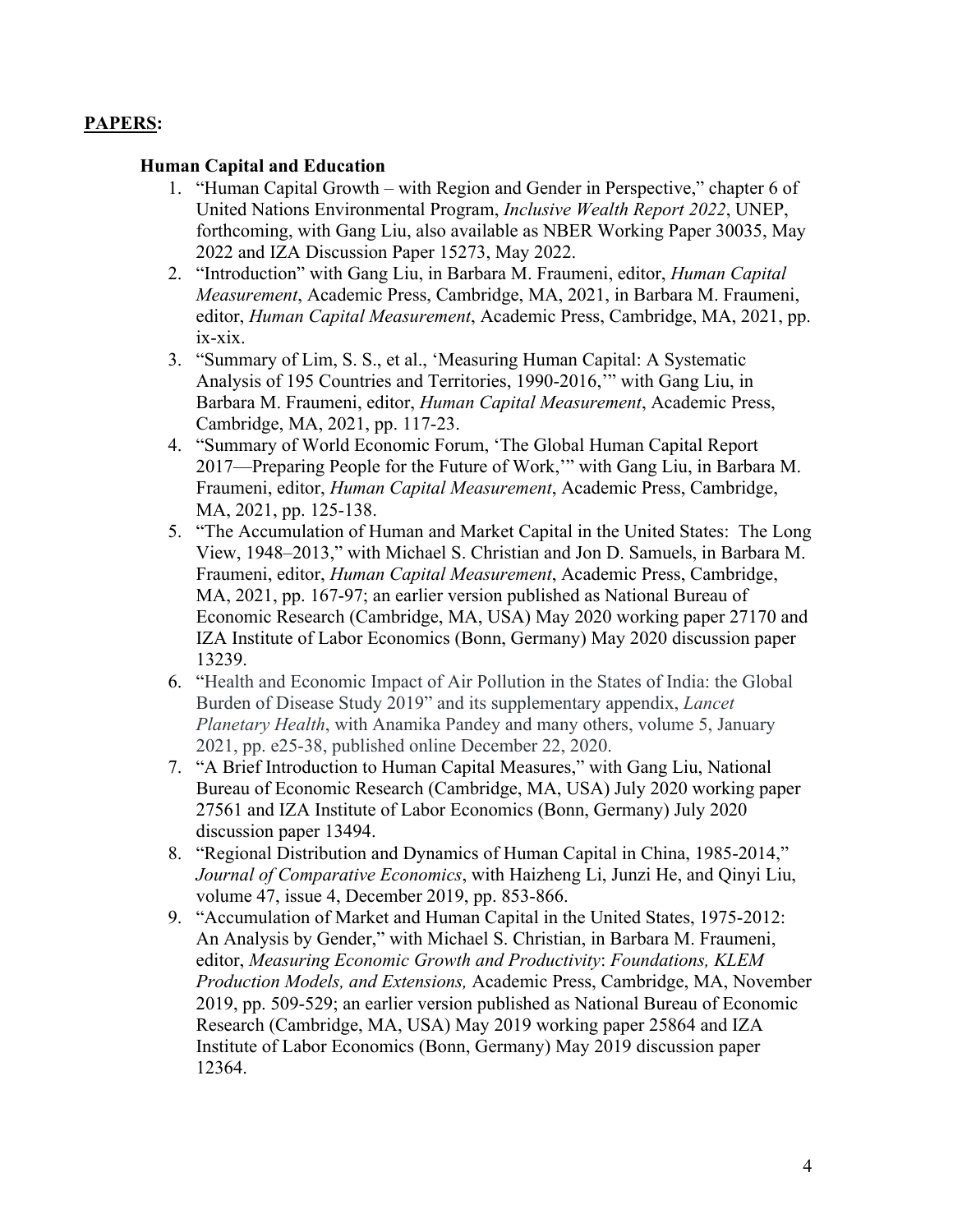**PAPERS:**

**Human Capital and Education**

1. "Human Capital Growth – with Region and Gender in Perspective," chapter 6 of United Nations Environmental Program, *Inclusive Wealth Report 2022*, UNEP, forthcoming, with Gang Liu, also available as NBER Working Paper 30035, May 2022 and IZA Discussion Paper 15273, May 2022.
2. "Introduction" with Gang Liu, in Barbara M. Fraumeni, editor, *Human Capital Measurement*, Academic Press, Cambridge, MA, 2021, in Barbara M. Fraumeni, editor, *Human Capital Measurement*, Academic Press, Cambridge, MA, 2021, pp. ix-xix.
3. "Summary of Lim, S. S., et al., 'Measuring Human Capital: A Systematic Analysis of 195 Countries and Territories, 1990-2016,'" with Gang Liu, in Barbara M. Fraumeni, editor, *Human Capital Measurement*, Academic Press, Cambridge, MA, 2021, pp. 117-23.
4. "Summary of World Economic Forum, 'The Global Human Capital Report 2017—Preparing People for the Future of Work,'" with Gang Liu, in Barbara M. Fraumeni, editor, *Human Capital Measurement*, Academic Press, Cambridge, MA, 2021, pp. 125-138.
5. "The Accumulation of Human and Market Capital in the United States: The Long View, 1948–2013," with Michael S. Christian and Jon D. Samuels, in Barbara M. Fraumeni, editor, *Human Capital Measurement*, Academic Press, Cambridge, MA, 2021, pp. 167-97; an earlier version published as National Bureau of Economic Research (Cambridge, MA, USA) May 2020 working paper 27170 and IZA Institute of Labor Economics (Bonn, Germany) May 2020 discussion paper 13239.
6. "Health and Economic Impact of Air Pollution in the States of India: the Global Burden of Disease Study 2019" and its supplementary appendix, *Lancet Planetary Health*, with Anamika Pandey and many others, volume 5, January 2021, pp. e25-38, published online December 22, 2020.
7. "A Brief Introduction to Human Capital Measures," with Gang Liu, National Bureau of Economic Research (Cambridge, MA, USA) July 2020 working paper 27561 and IZA Institute of Labor Economics (Bonn, Germany) July 2020 discussion paper 13494.
8. "Regional Distribution and Dynamics of Human Capital in China, 1985-2014," *Journal of Comparative Economics*, with Haizheng Li, Junzi He, and Qinyi Liu, volume 47, issue 4, December 2019, pp. 853-866.
9. "Accumulation of Market and Human Capital in the United States, 1975-2012: An Analysis by Gender," with Michael S. Christian, in Barbara M. Fraumeni, editor, *Measuring Economic Growth and Productivity*: *Foundations, KLEM Production Models, and Extensions,* Academic Press, Cambridge, MA, November 2019, pp. 509-529; an earlier version published as National Bureau of Economic Research (Cambridge, MA, USA) May 2019 working paper 25864 and IZA Institute of Labor Economics (Bonn, Germany) May 2019 discussion paper 12364.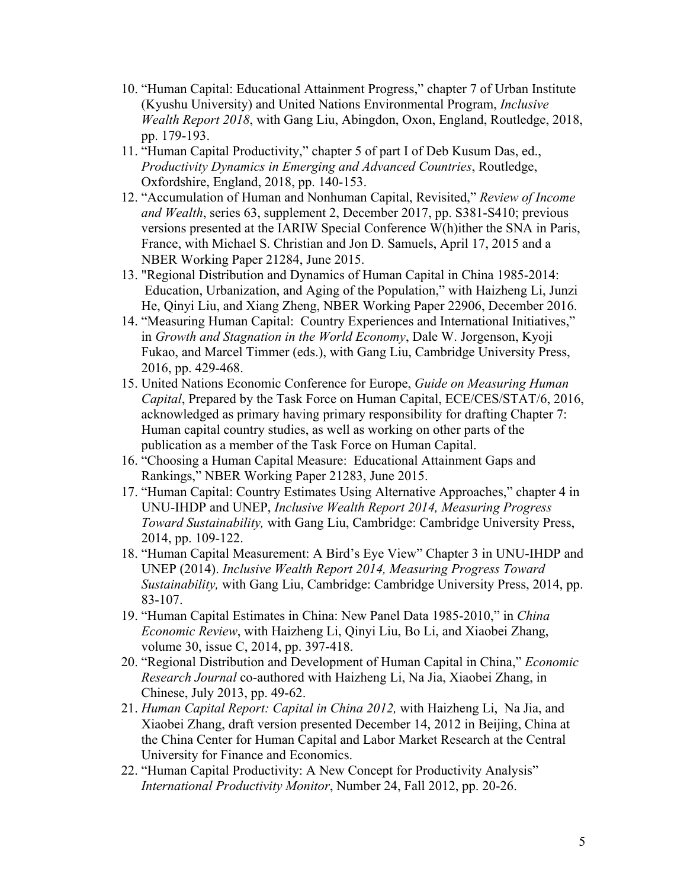10. "Human Capital: Educational Attainment Progress," chapter 7 of Urban Institute (Kyushu University) and United Nations Environmental Program, *Inclusive Wealth Report 2018*, with Gang Liu, Abingdon, Oxon, England, Routledge, 2018, pp. 179-193.
11. "Human Capital Productivity," chapter 5 of part I of Deb Kusum Das, ed., *Productivity Dynamics in Emerging and Advanced Countries*, Routledge, Oxfordshire, England, 2018, pp. 140-153.
12. "Accumulation of Human and Nonhuman Capital, Revisited," *Review of Income and Wealth*, series 63, supplement 2, December 2017, pp. S381-S410; previous versions presented at the IARIW Special Conference W(h)ither the SNA in Paris, France, with Michael S. Christian and Jon D. Samuels, April 17, 2015 and a NBER Working Paper 21284, June 2015.
13. "Regional Distribution and Dynamics of Human Capital in China 1985-2014: Education, Urbanization, and Aging of the Population," with Haizheng Li, Junzi He, Qinyi Liu, and Xiang Zheng, NBER Working Paper 22906, December 2016.
14. "Measuring Human Capital: Country Experiences and International Initiatives," in *Growth and Stagnation in the World Economy*, Dale W. Jorgenson, Kyoji Fukao, and Marcel Timmer (eds.), with Gang Liu, Cambridge University Press, 2016, pp. 429-468.
15. United Nations Economic Conference for Europe, *Guide on Measuring Human Capital*, Prepared by the Task Force on Human Capital, ECE/CES/STAT/6, 2016, acknowledged as primary having primary responsibility for drafting Chapter 7: Human capital country studies, as well as working on other parts of the publication as a member of the Task Force on Human Capital.
16. "Choosing a Human Capital Measure: Educational Attainment Gaps and Rankings," NBER Working Paper 21283, June 2015.
17. "Human Capital: Country Estimates Using Alternative Approaches," chapter 4 in UNU-IHDP and UNEP, *Inclusive Wealth Report 2014, Measuring Progress Toward Sustainability,* with Gang Liu, Cambridge: Cambridge University Press, 2014, pp. 109-122.
18. "Human Capital Measurement: A Bird's Eye View" Chapter 3 in UNU-IHDP and UNEP (2014). *Inclusive Wealth Report 2014, Measuring Progress Toward Sustainability,* with Gang Liu, Cambridge: Cambridge University Press, 2014, pp. 83-107.
19. "Human Capital Estimates in China: New Panel Data 1985-2010," in *China Economic Review*, with Haizheng Li, Qinyi Liu, Bo Li, and Xiaobei Zhang, volume 30, issue C, 2014, pp. 397-418.
20. "Regional Distribution and Development of Human Capital in China," *Economic Research Journal* co-authored with Haizheng Li, Na Jia, Xiaobei Zhang, in Chinese, July 2013, pp. 49-62.
21. *Human Capital Report: Capital in China 2012,* with Haizheng Li, Na Jia, and Xiaobei Zhang, draft version presented December 14, 2012 in Beijing, China at the China Center for Human Capital and Labor Market Research at the Central University for Finance and Economics.
22. "Human Capital Productivity: A New Concept for Productivity Analysis" *International Productivity Monitor*, Number 24, Fall 2012, pp. 20-26.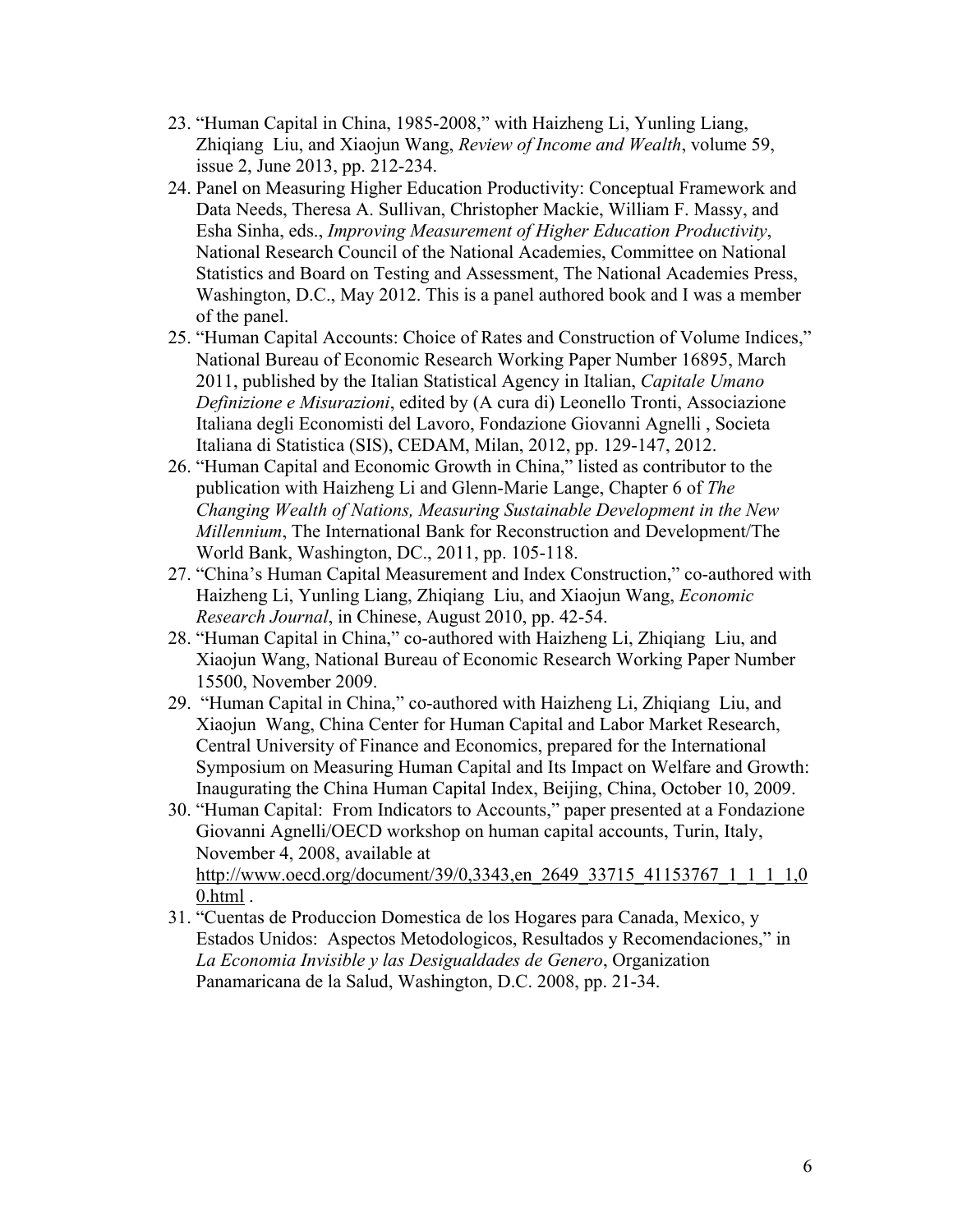23. "Human Capital in China, 1985-2008," with Haizheng Li, Yunling Liang, Zhiqiang Liu, and Xiaojun Wang, *Review of Income and Wealth*, volume 59, issue 2, June 2013, pp. 212-234.
24. Panel on Measuring Higher Education Productivity: Conceptual Framework and Data Needs, Theresa A. Sullivan, Christopher Mackie, William F. Massy, and Esha Sinha, eds., *Improving Measurement of Higher Education Productivity*, National Research Council of the National Academies, Committee on National Statistics and Board on Testing and Assessment, The National Academies Press, Washington, D.C., May 2012. This is a panel authored book and I was a member of the panel.
25. "Human Capital Accounts: Choice of Rates and Construction of Volume Indices," National Bureau of Economic Research Working Paper Number 16895, March 2011, published by the Italian Statistical Agency in Italian, *Capitale Umano Definizione e Misurazioni*, edited by (A cura di) Leonello Tronti, Associazione Italiana degli Economisti del Lavoro, Fondazione Giovanni Agnelli , Societa Italiana di Statistica (SIS), CEDAM, Milan, 2012, pp. 129-147, 2012.
26. "Human Capital and Economic Growth in China," listed as contributor to the publication with Haizheng Li and Glenn-Marie Lange, Chapter 6 of *The Changing Wealth of Nations, Measuring Sustainable Development in the New Millennium*, The International Bank for Reconstruction and Development/The World Bank, Washington, DC., 2011, pp. 105-118.
27. "China's Human Capital Measurement and Index Construction," co-authored with Haizheng Li, Yunling Liang, Zhiqiang Liu, and Xiaojun Wang, *Economic Research Journal*, in Chinese, August 2010, pp. 42-54.
28. "Human Capital in China," co-authored with Haizheng Li, Zhiqiang Liu, and Xiaojun Wang, National Bureau of Economic Research Working Paper Number 15500, November 2009.
29. "Human Capital in China," co-authored with Haizheng Li, Zhiqiang Liu, and Xiaojun Wang, China Center for Human Capital and Labor Market Research, Central University of Finance and Economics, prepared for the International Symposium on Measuring Human Capital and Its Impact on Welfare and Growth: Inaugurating the China Human Capital Index, Beijing, China, October 10, 2009.
30. "Human Capital: From Indicators to Accounts," paper presented at a Fondazione Giovanni Agnelli/OECD workshop on human capital accounts, Turin, Italy, November 4, 2008, available at http://www.oecd.org/document/39/0,3343,en_2649_33715_41153767_1_1_1_1,00.html .
31. "Cuentas de Produccion Domestica de los Hogares para Canada, Mexico, y Estados Unidos: Aspectos Metodologicos, Resultados y Recomendaciones," in *La Economia Invisible y las Desigualdades de Genero*, Organization Panamaricana de la Salud, Washington, D.C. 2008, pp. 21-34.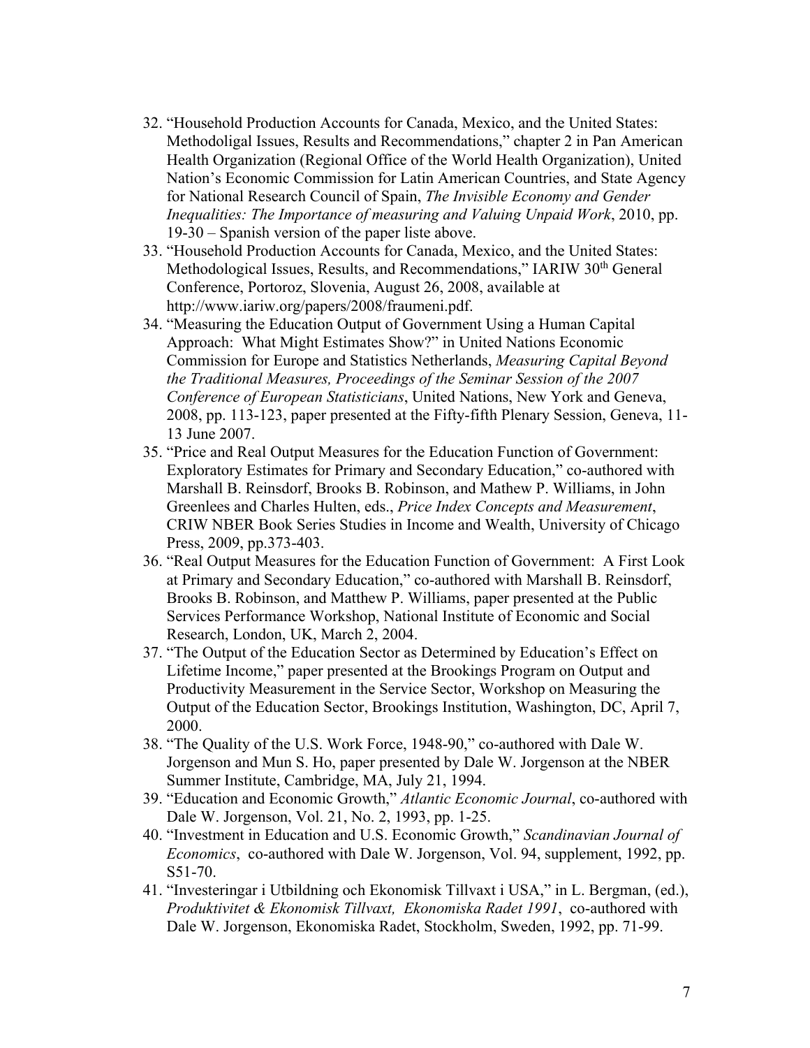32. "Household Production Accounts for Canada, Mexico, and the United States: Methodoligal Issues, Results and Recommendations," chapter 2 in Pan American Health Organization (Regional Office of the World Health Organization), United Nation's Economic Commission for Latin American Countries, and State Agency for National Research Council of Spain, *The Invisible Economy and Gender Inequalities: The Importance of measuring and Valuing Unpaid Work*, 2010, pp. 19-30 – Spanish version of the paper liste above.
33. "Household Production Accounts for Canada, Mexico, and the United States: Methodological Issues, Results, and Recommendations," IARIW 30th General Conference, Portoroz, Slovenia, August 26, 2008, available at http://www.iariw.org/papers/2008/fraumeni.pdf.
34. "Measuring the Education Output of Government Using a Human Capital Approach: What Might Estimates Show?" in United Nations Economic Commission for Europe and Statistics Netherlands, *Measuring Capital Beyond the Traditional Measures, Proceedings of the Seminar Session of the 2007 Conference of European Statisticians*, United Nations, New York and Geneva, 2008, pp. 113-123, paper presented at the Fifty-fifth Plenary Session, Geneva, 11-13 June 2007.
35. "Price and Real Output Measures for the Education Function of Government: Exploratory Estimates for Primary and Secondary Education," co-authored with Marshall B. Reinsdorf, Brooks B. Robinson, and Mathew P. Williams, in John Greenlees and Charles Hulten, eds., *Price Index Concepts and Measurement*, CRIW NBER Book Series Studies in Income and Wealth, University of Chicago Press, 2009, pp.373-403.
36. "Real Output Measures for the Education Function of Government: A First Look at Primary and Secondary Education," co-authored with Marshall B. Reinsdorf, Brooks B. Robinson, and Matthew P. Williams, paper presented at the Public Services Performance Workshop, National Institute of Economic and Social Research, London, UK, March 2, 2004.
37. "The Output of the Education Sector as Determined by Education's Effect on Lifetime Income," paper presented at the Brookings Program on Output and Productivity Measurement in the Service Sector, Workshop on Measuring the Output of the Education Sector, Brookings Institution, Washington, DC, April 7, 2000.
38. "The Quality of the U.S. Work Force, 1948-90," co-authored with Dale W. Jorgenson and Mun S. Ho, paper presented by Dale W. Jorgenson at the NBER Summer Institute, Cambridge, MA, July 21, 1994.
39. "Education and Economic Growth," *Atlantic Economic Journal*, co-authored with Dale W. Jorgenson, Vol. 21, No. 2, 1993, pp. 1-25.
40. "Investment in Education and U.S. Economic Growth," *Scandinavian Journal of Economics*, co-authored with Dale W. Jorgenson, Vol. 94, supplement, 1992, pp. S51-70.
41. "Investeringar i Utbildning och Ekonomisk Tillvaxt i USA," in L. Bergman, (ed.), *Produktivitet & Ekonomisk Tillvaxt, Ekonomiska Radet 1991*, co-authored with Dale W. Jorgenson, Ekonomiska Radet, Stockholm, Sweden, 1992, pp. 71-99.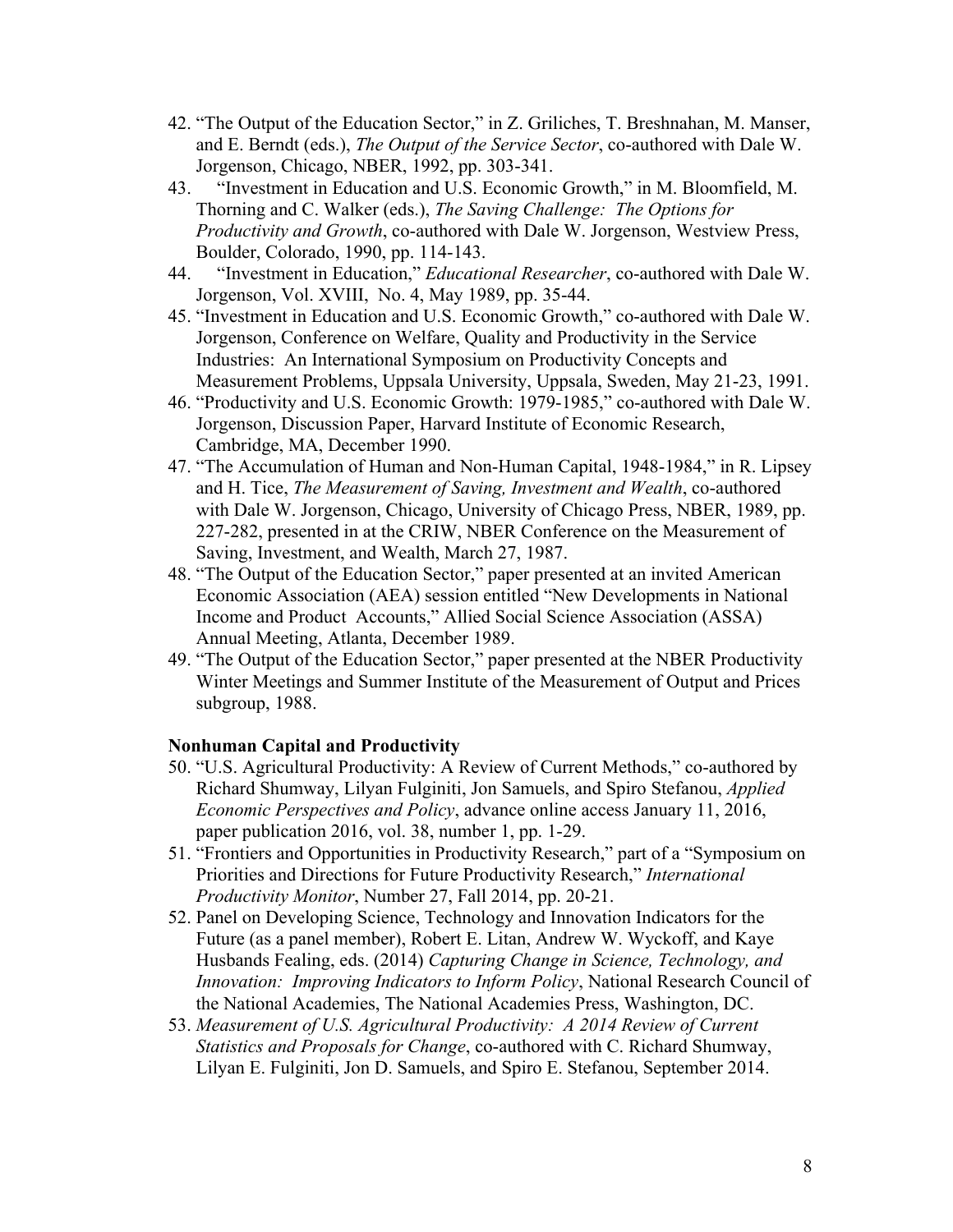42. "The Output of the Education Sector," in Z. Griliches, T. Breshnahan, M. Manser, and E. Berndt (eds.), *The Output of the Service Sector*, co-authored with Dale W. Jorgenson, Chicago, NBER, 1992, pp. 303-341.
43. "Investment in Education and U.S. Economic Growth," in M. Bloomfield, M. Thorning and C. Walker (eds.), *The Saving Challenge: The Options for Productivity and Growth*, co-authored with Dale W. Jorgenson, Westview Press, Boulder, Colorado, 1990, pp. 114-143.
44. "Investment in Education," *Educational Researcher*, co-authored with Dale W. Jorgenson, Vol. XVIII, No. 4, May 1989, pp. 35-44.
45. "Investment in Education and U.S. Economic Growth," co-authored with Dale W. Jorgenson, Conference on Welfare, Quality and Productivity in the Service Industries: An International Symposium on Productivity Concepts and Measurement Problems, Uppsala University, Uppsala, Sweden, May 21-23, 1991.
46. "Productivity and U.S. Economic Growth: 1979-1985," co-authored with Dale W. Jorgenson, Discussion Paper, Harvard Institute of Economic Research, Cambridge, MA, December 1990.
47. "The Accumulation of Human and Non-Human Capital, 1948-1984," in R. Lipsey and H. Tice, *The Measurement of Saving, Investment and Wealth*, co-authored with Dale W. Jorgenson, Chicago, University of Chicago Press, NBER, 1989, pp. 227-282, presented in at the CRIW, NBER Conference on the Measurement of Saving, Investment, and Wealth, March 27, 1987.
48. "The Output of the Education Sector," paper presented at an invited American Economic Association (AEA) session entitled "New Developments in National Income and Product Accounts," Allied Social Science Association (ASSA) Annual Meeting, Atlanta, December 1989.
49. "The Output of the Education Sector," paper presented at the NBER Productivity Winter Meetings and Summer Institute of the Measurement of Output and Prices subgroup, 1988.

**Nonhuman Capital and Productivity**

50. "U.S. Agricultural Productivity: A Review of Current Methods," co-authored by Richard Shumway, Lilyan Fulginiti, Jon Samuels, and Spiro Stefanou, *Applied Economic Perspectives and Policy*, advance online access January 11, 2016, paper publication 2016, vol. 38, number 1, pp. 1-29.
51. "Frontiers and Opportunities in Productivity Research," part of a "Symposium on Priorities and Directions for Future Productivity Research," *International Productivity Monitor*, Number 27, Fall 2014, pp. 20-21.
52. Panel on Developing Science, Technology and Innovation Indicators for the Future (as a panel member), Robert E. Litan, Andrew W. Wyckoff, and Kaye Husbands Fealing, eds. (2014) *Capturing Change in Science, Technology, and Innovation: Improving Indicators to Inform Policy*, National Research Council of the National Academies, The National Academies Press, Washington, DC.
53. *Measurement of U.S. Agricultural Productivity: A 2014 Review of Current Statistics and Proposals for Change*, co-authored with C. Richard Shumway, Lilyan E. Fulginiti, Jon D. Samuels, and Spiro E. Stefanou, September 2014.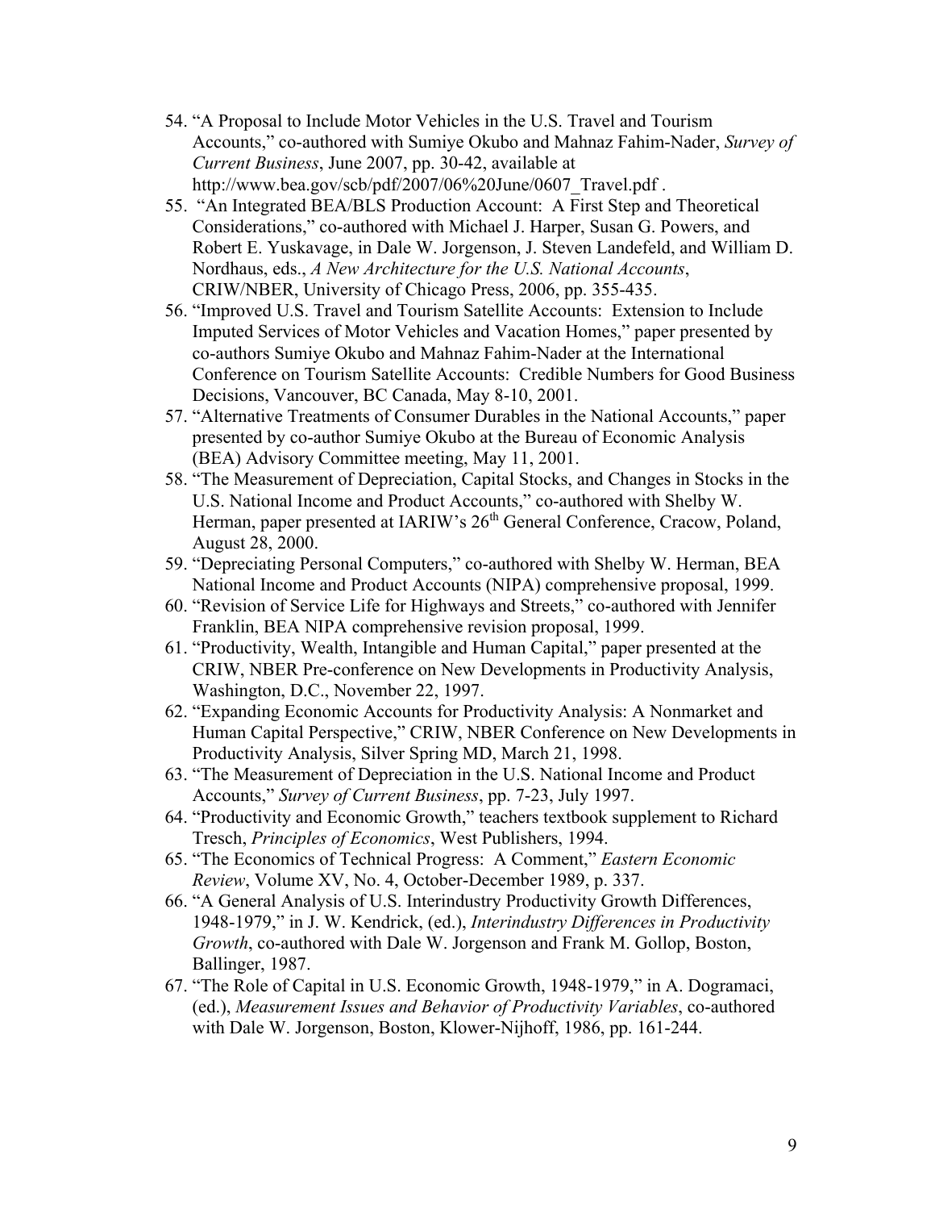54. "A Proposal to Include Motor Vehicles in the U.S. Travel and Tourism Accounts," co-authored with Sumiye Okubo and Mahnaz Fahim-Nader, *Survey of Current Business*, June 2007, pp. 30-42, available at http://www.bea.gov/scb/pdf/2007/06%20June/0607_Travel.pdf .
55. "An Integrated BEA/BLS Production Account: A First Step and Theoretical Considerations," co-authored with Michael J. Harper, Susan G. Powers, and Robert E. Yuskavage, in Dale W. Jorgenson, J. Steven Landefeld, and William D. Nordhaus, eds., *A New Architecture for the U.S. National Accounts*, CRIW/NBER, University of Chicago Press, 2006, pp. 355-435.
56. "Improved U.S. Travel and Tourism Satellite Accounts: Extension to Include Imputed Services of Motor Vehicles and Vacation Homes," paper presented by co-authors Sumiye Okubo and Mahnaz Fahim-Nader at the International Conference on Tourism Satellite Accounts: Credible Numbers for Good Business Decisions, Vancouver, BC Canada, May 8-10, 2001.
57. "Alternative Treatments of Consumer Durables in the National Accounts," paper presented by co-author Sumiye Okubo at the Bureau of Economic Analysis (BEA) Advisory Committee meeting, May 11, 2001.
58. "The Measurement of Depreciation, Capital Stocks, and Changes in Stocks in the U.S. National Income and Product Accounts," co-authored with Shelby W. Herman, paper presented at IARIW's 26th General Conference, Cracow, Poland, August 28, 2000.
59. "Depreciating Personal Computers," co-authored with Shelby W. Herman, BEA National Income and Product Accounts (NIPA) comprehensive proposal, 1999.
60. "Revision of Service Life for Highways and Streets," co-authored with Jennifer Franklin, BEA NIPA comprehensive revision proposal, 1999.
61. "Productivity, Wealth, Intangible and Human Capital," paper presented at the CRIW, NBER Pre-conference on New Developments in Productivity Analysis, Washington, D.C., November 22, 1997.
62. "Expanding Economic Accounts for Productivity Analysis: A Nonmarket and Human Capital Perspective," CRIW, NBER Conference on New Developments in Productivity Analysis, Silver Spring MD, March 21, 1998.
63. "The Measurement of Depreciation in the U.S. National Income and Product Accounts," *Survey of Current Business*, pp. 7-23, July 1997.
64. "Productivity and Economic Growth," teachers textbook supplement to Richard Tresch, *Principles of Economics*, West Publishers, 1994.
65. "The Economics of Technical Progress: A Comment," *Eastern Economic Review*, Volume XV, No. 4, October-December 1989, p. 337.
66. "A General Analysis of U.S. Interindustry Productivity Growth Differences, 1948-1979," in J. W. Kendrick, (ed.), *Interindustry Differences in Productivity Growth*, co-authored with Dale W. Jorgenson and Frank M. Gollop, Boston, Ballinger, 1987.
67. "The Role of Capital in U.S. Economic Growth, 1948-1979," in A. Dogramaci, (ed.), *Measurement Issues and Behavior of Productivity Variables*, co-authored with Dale W. Jorgenson, Boston, Klower-Nijhoff, 1986, pp. 161-244.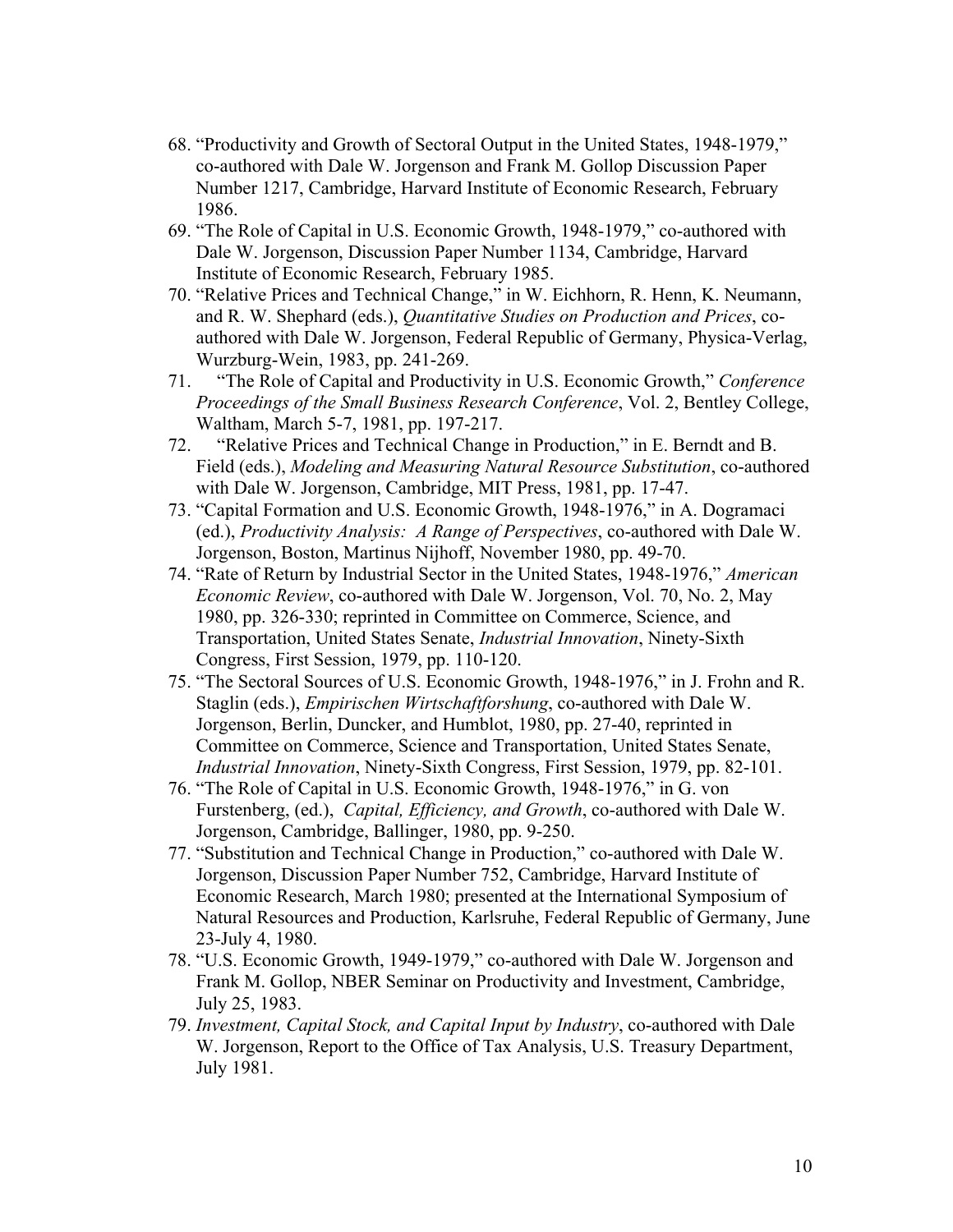68. "Productivity and Growth of Sectoral Output in the United States, 1948-1979," co-authored with Dale W. Jorgenson and Frank M. Gollop Discussion Paper Number 1217, Cambridge, Harvard Institute of Economic Research, February 1986.
69. "The Role of Capital in U.S. Economic Growth, 1948-1979," co-authored with Dale W. Jorgenson, Discussion Paper Number 1134, Cambridge, Harvard Institute of Economic Research, February 1985.
70. "Relative Prices and Technical Change," in W. Eichhorn, R. Henn, K. Neumann, and R. W. Shephard (eds.), *Quantitative Studies on Production and Prices*, co-authored with Dale W. Jorgenson, Federal Republic of Germany, Physica-Verlag, Wurzburg-Wein, 1983, pp. 241-269.
71. "The Role of Capital and Productivity in U.S. Economic Growth," *Conference Proceedings of the Small Business Research Conference*, Vol. 2, Bentley College, Waltham, March 5-7, 1981, pp. 197-217.
72. "Relative Prices and Technical Change in Production," in E. Berndt and B. Field (eds.), *Modeling and Measuring Natural Resource Substitution*, co-authored with Dale W. Jorgenson, Cambridge, MIT Press, 1981, pp. 17-47.
73. "Capital Formation and U.S. Economic Growth, 1948-1976," in A. Dogramaci (ed.), *Productivity Analysis: A Range of Perspectives*, co-authored with Dale W. Jorgenson, Boston, Martinus Nijhoff, November 1980, pp. 49-70.
74. "Rate of Return by Industrial Sector in the United States, 1948-1976," *American Economic Review*, co-authored with Dale W. Jorgenson, Vol. 70, No. 2, May 1980, pp. 326-330; reprinted in Committee on Commerce, Science, and Transportation, United States Senate, *Industrial Innovation*, Ninety-Sixth Congress, First Session, 1979, pp. 110-120.
75. "The Sectoral Sources of U.S. Economic Growth, 1948-1976," in J. Frohn and R. Staglin (eds.), *Empirischen Wirtschaftforshung*, co-authored with Dale W. Jorgenson, Berlin, Duncker, and Humblot, 1980, pp. 27-40, reprinted in Committee on Commerce, Science and Transportation, United States Senate, *Industrial Innovation*, Ninety-Sixth Congress, First Session, 1979, pp. 82-101.
76. "The Role of Capital in U.S. Economic Growth, 1948-1976," in G. von Furstenberg, (ed.), *Capital, Efficiency, and Growth*, co-authored with Dale W. Jorgenson, Cambridge, Ballinger, 1980, pp. 9-250.
77. "Substitution and Technical Change in Production," co-authored with Dale W. Jorgenson, Discussion Paper Number 752, Cambridge, Harvard Institute of Economic Research, March 1980; presented at the International Symposium of Natural Resources and Production, Karlsruhe, Federal Republic of Germany, June 23-July 4, 1980.
78. "U.S. Economic Growth, 1949-1979," co-authored with Dale W. Jorgenson and Frank M. Gollop, NBER Seminar on Productivity and Investment, Cambridge, July 25, 1983.
79. *Investment, Capital Stock, and Capital Input by Industry*, co-authored with Dale W. Jorgenson, Report to the Office of Tax Analysis, U.S. Treasury Department, July 1981.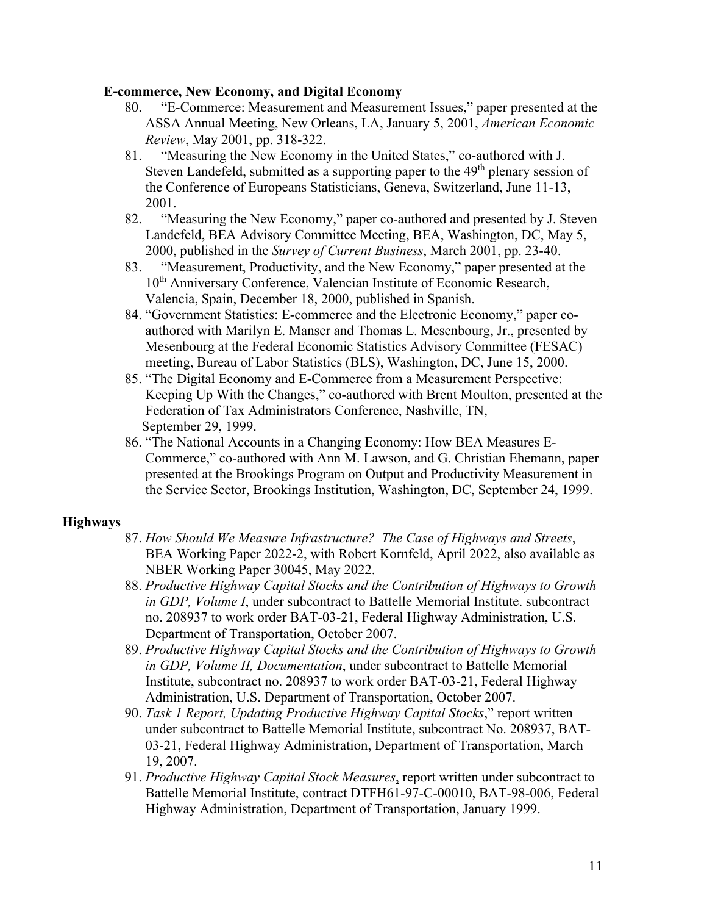**E-commerce, New Economy, and Digital Economy**

80. "E-Commerce: Measurement and Measurement Issues," paper presented at the ASSA Annual Meeting, New Orleans, LA, January 5, 2001, *American Economic Review*, May 2001, pp. 318-322.
81. "Measuring the New Economy in the United States," co-authored with J. Steven Landefeld, submitted as a supporting paper to the 49th plenary session of the Conference of Europeans Statisticians, Geneva, Switzerland, June 11-13, 2001.
82. "Measuring the New Economy," paper co-authored and presented by J. Steven Landefeld, BEA Advisory Committee Meeting, BEA, Washington, DC, May 5, 2000, published in the *Survey of Current Business*, March 2001, pp. 23-40.
83. "Measurement, Productivity, and the New Economy," paper presented at the 10th Anniversary Conference, Valencian Institute of Economic Research, Valencia, Spain, December 18, 2000, published in Spanish.
84. "Government Statistics: E-commerce and the Electronic Economy," paper co-authored with Marilyn E. Manser and Thomas L. Mesenbourg, Jr., presented by Mesenbourg at the Federal Economic Statistics Advisory Committee (FESAC) meeting, Bureau of Labor Statistics (BLS), Washington, DC, June 15, 2000.
85. "The Digital Economy and E-Commerce from a Measurement Perspective: Keeping Up With the Changes," co-authored with Brent Moulton, presented at the Federation of Tax Administrators Conference, Nashville, TN, September 29, 1999.
86. "The National Accounts in a Changing Economy: How BEA Measures E-Commerce," co-authored with Ann M. Lawson, and G. Christian Ehemann, paper presented at the Brookings Program on Output and Productivity Measurement in the Service Sector, Brookings Institution, Washington, DC, September 24, 1999.

**Highways**

87. *How Should We Measure Infrastructure? The Case of Highways and Streets*, BEA Working Paper 2022-2, with Robert Kornfeld, April 2022, also available as NBER Working Paper 30045, May 2022.
88. *Productive Highway Capital Stocks and the Contribution of Highways to Growth in GDP, Volume I*, under subcontract to Battelle Memorial Institute. subcontract no. 208937 to work order BAT-03-21, Federal Highway Administration, U.S. Department of Transportation, October 2007.
89. *Productive Highway Capital Stocks and the Contribution of Highways to Growth in GDP, Volume II, Documentation*, under subcontract to Battelle Memorial Institute, subcontract no. 208937 to work order BAT-03-21, Federal Highway Administration, U.S. Department of Transportation, October 2007.
90. *Task 1 Report, Updating Productive Highway Capital Stocks*," report written under subcontract to Battelle Memorial Institute, subcontract No. 208937, BAT-03-21, Federal Highway Administration, Department of Transportation, March 19, 2007.
91. *Productive Highway Capital Stock Measures*, report written under subcontract to Battelle Memorial Institute, contract DTFH61-97-C-00010, BAT-98-006, Federal Highway Administration, Department of Transportation, January 1999.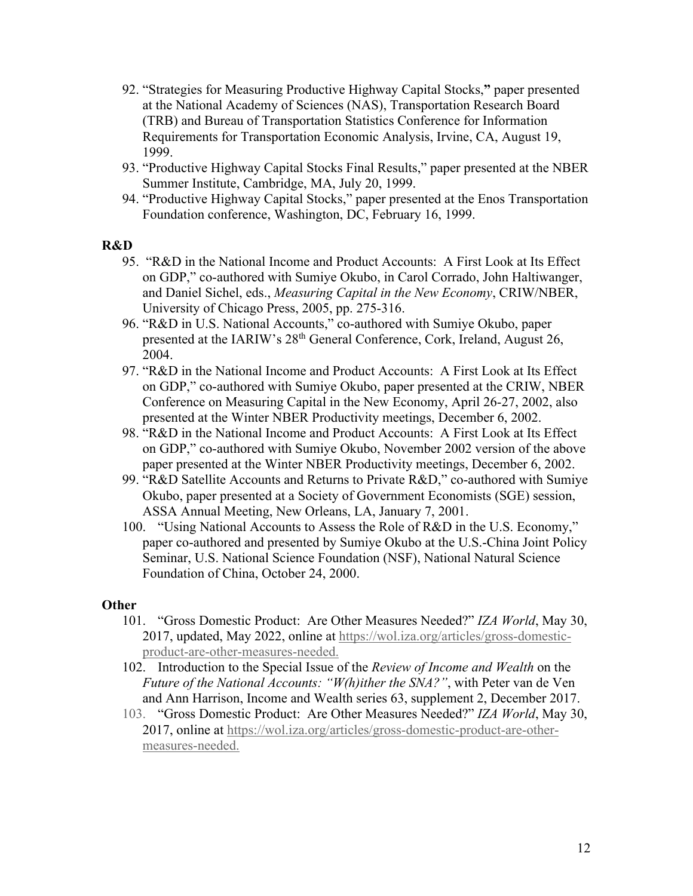92. "Strategies for Measuring Productive Highway Capital Stocks," paper presented at the National Academy of Sciences (NAS), Transportation Research Board (TRB) and Bureau of Transportation Statistics Conference for Information Requirements for Transportation Economic Analysis, Irvine, CA, August 19, 1999.
93. "Productive Highway Capital Stocks Final Results," paper presented at the NBER Summer Institute, Cambridge, MA, July 20, 1999.
94. "Productive Highway Capital Stocks," paper presented at the Enos Transportation Foundation conference, Washington, DC, February 16, 1999.

**R&D**

95. "R&D in the National Income and Product Accounts: A First Look at Its Effect on GDP," co-authored with Sumiye Okubo, in Carol Corrado, John Haltiwanger, and Daniel Sichel, eds., *Measuring Capital in the New Economy*, CRIW/NBER, University of Chicago Press, 2005, pp. 275-316.
96. "R&D in U.S. National Accounts," co-authored with Sumiye Okubo, paper presented at the IARIW's 28th General Conference, Cork, Ireland, August 26, 2004.
97. "R&D in the National Income and Product Accounts: A First Look at Its Effect on GDP," co-authored with Sumiye Okubo, paper presented at the CRIW, NBER Conference on Measuring Capital in the New Economy, April 26-27, 2002, also presented at the Winter NBER Productivity meetings, December 6, 2002.
98. "R&D in the National Income and Product Accounts: A First Look at Its Effect on GDP," co-authored with Sumiye Okubo, November 2002 version of the above paper presented at the Winter NBER Productivity meetings, December 6, 2002.
99. "R&D Satellite Accounts and Returns to Private R&D," co-authored with Sumiye Okubo, paper presented at a Society of Government Economists (SGE) session, ASSA Annual Meeting, New Orleans, LA, January 7, 2001.
100. "Using National Accounts to Assess the Role of R&D in the U.S. Economy," paper co-authored and presented by Sumiye Okubo at the U.S.-China Joint Policy Seminar, U.S. National Science Foundation (NSF), National Natural Science Foundation of China, October 24, 2000.

**Other**

101. "Gross Domestic Product: Are Other Measures Needed?" *IZA World*, May 30, 2017, updated, May 2022, online at https://wol.iza.org/articles/gross-domestic-product-are-other-measures-needed.
102. Introduction to the Special Issue of the *Review of Income and Wealth* on the *Future of the National Accounts: "W(h)ither the SNA?"*, with Peter van de Ven and Ann Harrison, Income and Wealth series 63, supplement 2, December 2017.
103. "Gross Domestic Product: Are Other Measures Needed?" *IZA World*, May 30, 2017, online at https://wol.iza.org/articles/gross-domestic-product-are-other-measures-needed.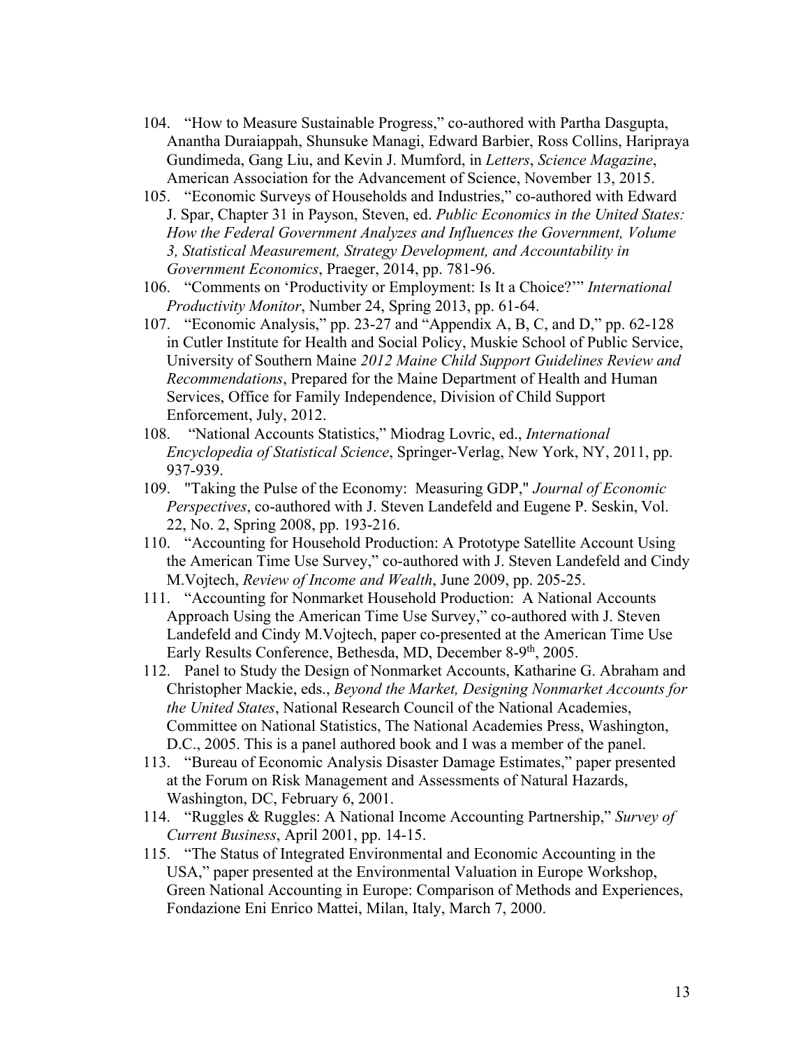104. "How to Measure Sustainable Progress," co-authored with Partha Dasgupta, Anantha Duraiappah, Shunsuke Managi, Edward Barbier, Ross Collins, Haripraya Gundimeda, Gang Liu, and Kevin J. Mumford, in *Letters*, *Science Magazine*, American Association for the Advancement of Science, November 13, 2015.
105. "Economic Surveys of Households and Industries," co-authored with Edward J. Spar, Chapter 31 in Payson, Steven, ed. *Public Economics in the United States: How the Federal Government Analyzes and Influences the Government, Volume 3, Statistical Measurement, Strategy Development, and Accountability in Government Economics*, Praeger, 2014, pp. 781-96.
106. "Comments on 'Productivity or Employment: Is It a Choice?'" *International Productivity Monitor*, Number 24, Spring 2013, pp. 61-64.
107. "Economic Analysis," pp. 23-27 and "Appendix A, B, C, and D," pp. 62-128 in Cutler Institute for Health and Social Policy, Muskie School of Public Service, University of Southern Maine *2012 Maine Child Support Guidelines Review and Recommendations*, Prepared for the Maine Department of Health and Human Services, Office for Family Independence, Division of Child Support Enforcement, July, 2012.
108. "National Accounts Statistics," Miodrag Lovric, ed., *International Encyclopedia of Statistical Science*, Springer-Verlag, New York, NY, 2011, pp. 937-939.
109. "Taking the Pulse of the Economy: Measuring GDP," *Journal of Economic Perspectives*, co-authored with J. Steven Landefeld and Eugene P. Seskin, Vol. 22, No. 2, Spring 2008, pp. 193-216.
110. "Accounting for Household Production: A Prototype Satellite Account Using the American Time Use Survey," co-authored with J. Steven Landefeld and Cindy M.Vojtech, *Review of Income and Wealth*, June 2009, pp. 205-25.
111. "Accounting for Nonmarket Household Production: A National Accounts Approach Using the American Time Use Survey," co-authored with J. Steven Landefeld and Cindy M.Vojtech, paper co-presented at the American Time Use Early Results Conference, Bethesda, MD, December 8-9th, 2005.
112. Panel to Study the Design of Nonmarket Accounts, Katharine G. Abraham and Christopher Mackie, eds., *Beyond the Market, Designing Nonmarket Accounts for the United States*, National Research Council of the National Academies, Committee on National Statistics, The National Academies Press, Washington, D.C., 2005. This is a panel authored book and I was a member of the panel.
113. "Bureau of Economic Analysis Disaster Damage Estimates," paper presented at the Forum on Risk Management and Assessments of Natural Hazards, Washington, DC, February 6, 2001.
114. "Ruggles & Ruggles: A National Income Accounting Partnership," *Survey of Current Business*, April 2001, pp. 14-15.
115. "The Status of Integrated Environmental and Economic Accounting in the USA," paper presented at the Environmental Valuation in Europe Workshop, Green National Accounting in Europe: Comparison of Methods and Experiences, Fondazione Eni Enrico Mattei, Milan, Italy, March 7, 2000.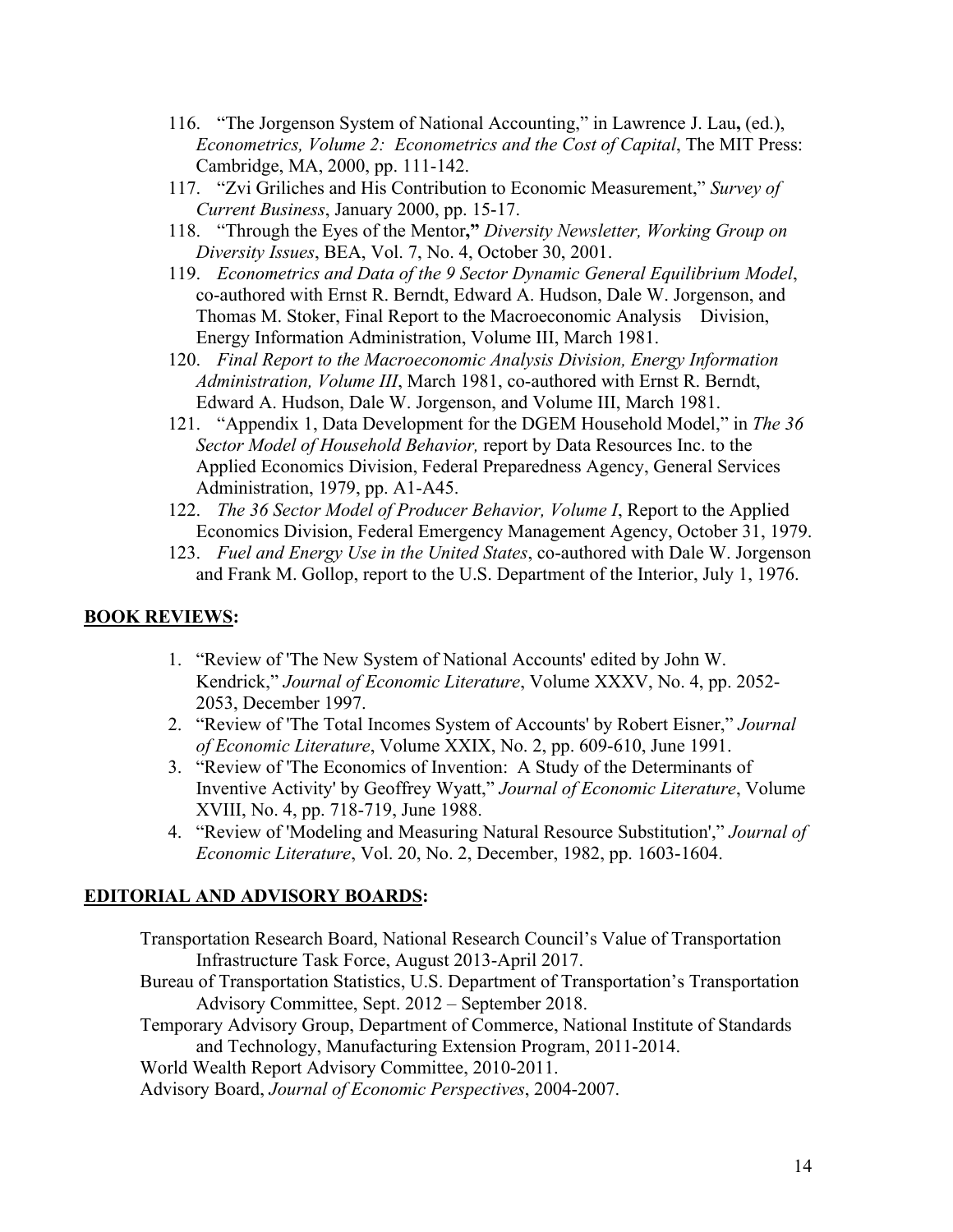116. "The Jorgenson System of National Accounting," in Lawrence J. Lau**,** (ed.), *Econometrics, Volume 2: Econometrics and the Cost of Capital*, The MIT Press: Cambridge, MA, 2000, pp. 111-142.
117. "Zvi Griliches and His Contribution to Economic Measurement," *Survey of Current Business*, January 2000, pp. 15-17.
118. "Through the Eyes of the Mentor**,"** *Diversity Newsletter, Working Group on Diversity Issues*, BEA, Vol. 7, No. 4, October 30, 2001.
119. *Econometrics and Data of the 9 Sector Dynamic General Equilibrium Model*, co-authored with Ernst R. Berndt, Edward A. Hudson, Dale W. Jorgenson, and Thomas M. Stoker, Final Report to the Macroeconomic Analysis Division, Energy Information Administration, Volume III, March 1981.
120. *Final Report to the Macroeconomic Analysis Division, Energy Information Administration, Volume III*, March 1981, co-authored with Ernst R. Berndt, Edward A. Hudson, Dale W. Jorgenson, and Volume III, March 1981.
121. "Appendix 1, Data Development for the DGEM Household Model," in *The 36 Sector Model of Household Behavior,* report by Data Resources Inc. to the Applied Economics Division, Federal Preparedness Agency, General Services Administration, 1979, pp. A1-A45.
122. *The 36 Sector Model of Producer Behavior, Volume I*, Report to the Applied Economics Division, Federal Emergency Management Agency, October 31, 1979.
123. *Fuel and Energy Use in the United States*, co-authored with Dale W. Jorgenson and Frank M. Gollop, report to the U.S. Department of the Interior, July 1, 1976.

## BOOK REVIEWS:

1. "Review of 'The New System of National Accounts' edited by John W. Kendrick," *Journal of Economic Literature*, Volume XXXV, No. 4, pp. 2052-2053, December 1997.
2. "Review of 'The Total Incomes System of Accounts' by Robert Eisner," *Journal of Economic Literature*, Volume XXIX, No. 2, pp. 609-610, June 1991.
3. "Review of 'The Economics of Invention: A Study of the Determinants of Inventive Activity' by Geoffrey Wyatt," *Journal of Economic Literature*, Volume XVIII, No. 4, pp. 718-719, June 1988.
4. "Review of 'Modeling and Measuring Natural Resource Substitution'," *Journal of Economic Literature*, Vol. 20, No. 2, December, 1982, pp. 1603-1604.

## EDITORIAL AND ADVISORY BOARDS:

Transportation Research Board, National Research Council's Value of Transportation Infrastructure Task Force, August 2013-April 2017.

Bureau of Transportation Statistics, U.S. Department of Transportation's Transportation Advisory Committee, Sept. 2012 – September 2018.

Temporary Advisory Group, Department of Commerce, National Institute of Standards and Technology, Manufacturing Extension Program, 2011-2014.

World Wealth Report Advisory Committee, 2010-2011.

Advisory Board, *Journal of Economic Perspectives*, 2004-2007.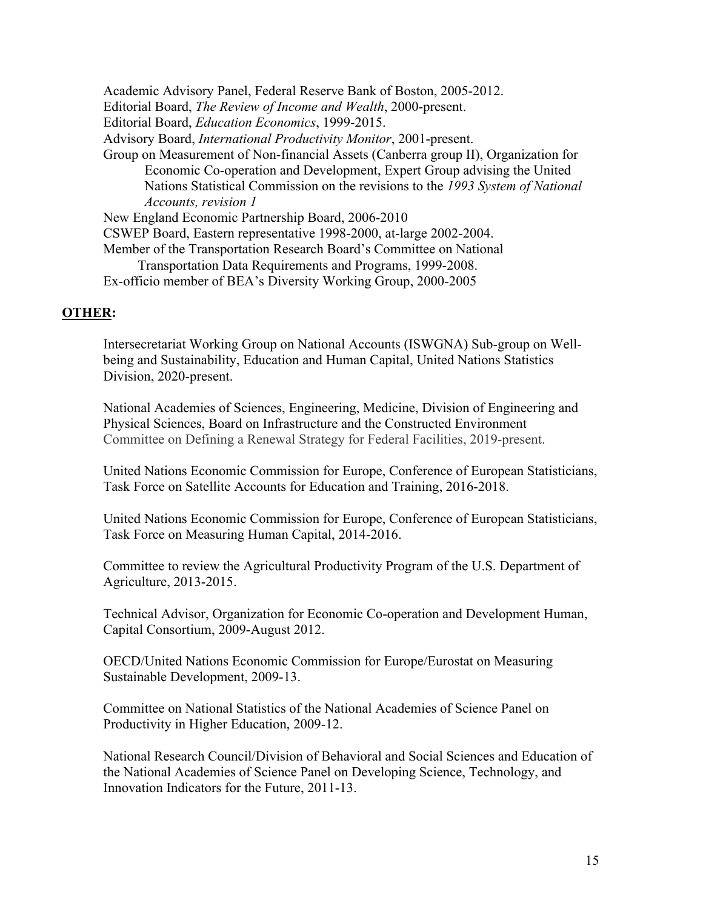Academic Advisory Panel, Federal Reserve Bank of Boston, 2005-2012.
Editorial Board, *The Review of Income and Wealth*, 2000-present.
Editorial Board, *Education Economics*, 1999-2015.
Advisory Board, *International Productivity Monitor*, 2001-present.
Group on Measurement of Non-financial Assets (Canberra group II), Organization for Economic Co-operation and Development, Expert Group advising the United Nations Statistical Commission on the revisions to the *1993 System of National Accounts, revision 1*
New England Economic Partnership Board, 2006-2010
CSWEP Board, Eastern representative 1998-2000, at-large 2002-2004.
Member of the Transportation Research Board's Committee on National Transportation Data Requirements and Programs, 1999-2008.
Ex-officio member of BEA's Diversity Working Group, 2000-2005

## **OTHER:**

Intersecretariat Working Group on National Accounts (ISWGNA) Sub-group on Well-being and Sustainability, Education and Human Capital, United Nations Statistics Division, 2020-present.

National Academies of Sciences, Engineering, Medicine, Division of Engineering and Physical Sciences, Board on Infrastructure and the Constructed Environment Committee on Defining a Renewal Strategy for Federal Facilities, 2019-present.

United Nations Economic Commission for Europe, Conference of European Statisticians, Task Force on Satellite Accounts for Education and Training, 2016-2018.

United Nations Economic Commission for Europe, Conference of European Statisticians, Task Force on Measuring Human Capital, 2014-2016.

Committee to review the Agricultural Productivity Program of the U.S. Department of Agriculture, 2013-2015.

Technical Advisor, Organization for Economic Co-operation and Development Human, Capital Consortium, 2009-August 2012.

OECD/United Nations Economic Commission for Europe/Eurostat on Measuring Sustainable Development, 2009-13.

Committee on National Statistics of the National Academies of Science Panel on Productivity in Higher Education, 2009-12.

National Research Council/Division of Behavioral and Social Sciences and Education of the National Academies of Science Panel on Developing Science, Technology, and Innovation Indicators for the Future, 2011-13.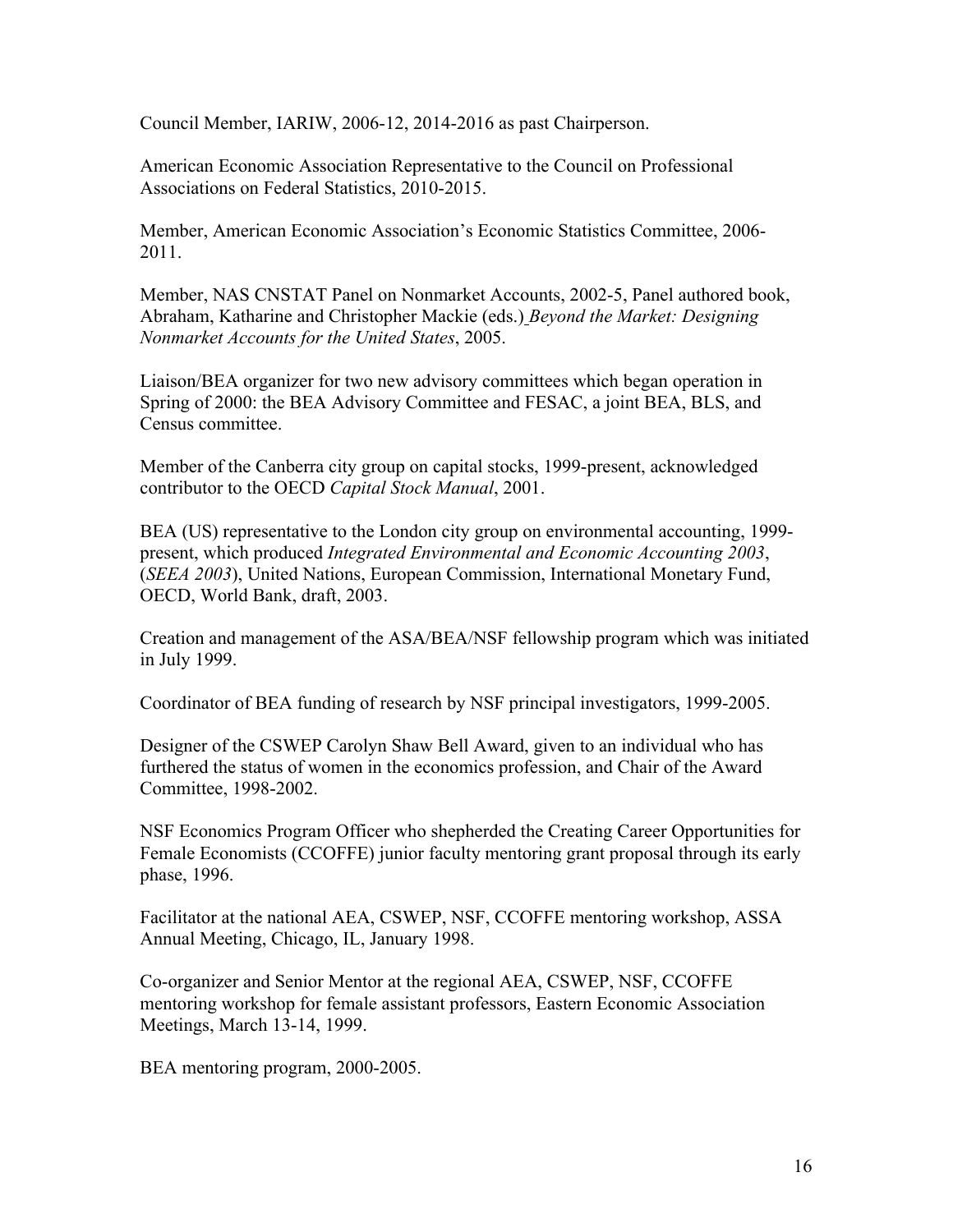Council Member, IARIW, 2006-12, 2014-2016 as past Chairperson.

American Economic Association Representative to the Council on Professional Associations on Federal Statistics, 2010-2015.

Member, American Economic Association's Economic Statistics Committee, 2006-2011.

Member, NAS CNSTAT Panel on Nonmarket Accounts, 2002-5, Panel authored book, Abraham, Katharine and Christopher Mackie (eds.) *Beyond the Market: Designing Nonmarket Accounts for the United States*, 2005.

Liaison/BEA organizer for two new advisory committees which began operation in Spring of 2000: the BEA Advisory Committee and FESAC, a joint BEA, BLS, and Census committee.

Member of the Canberra city group on capital stocks, 1999-present, acknowledged contributor to the OECD *Capital Stock Manual*, 2001.

BEA (US) representative to the London city group on environmental accounting, 1999-present, which produced *Integrated Environmental and Economic Accounting 2003*, (*SEEA 2003*), United Nations, European Commission, International Monetary Fund, OECD, World Bank, draft, 2003.

Creation and management of the ASA/BEA/NSF fellowship program which was initiated in July 1999.

Coordinator of BEA funding of research by NSF principal investigators, 1999-2005.

Designer of the CSWEP Carolyn Shaw Bell Award, given to an individual who has furthered the status of women in the economics profession, and Chair of the Award Committee, 1998-2002.

NSF Economics Program Officer who shepherded the Creating Career Opportunities for Female Economists (CCOFFE) junior faculty mentoring grant proposal through its early phase, 1996.

Facilitator at the national AEA, CSWEP, NSF, CCOFFE mentoring workshop, ASSA Annual Meeting, Chicago, IL, January 1998.

Co-organizer and Senior Mentor at the regional AEA, CSWEP, NSF, CCOFFE mentoring workshop for female assistant professors, Eastern Economic Association Meetings, March 13-14, 1999.

BEA mentoring program, 2000-2005.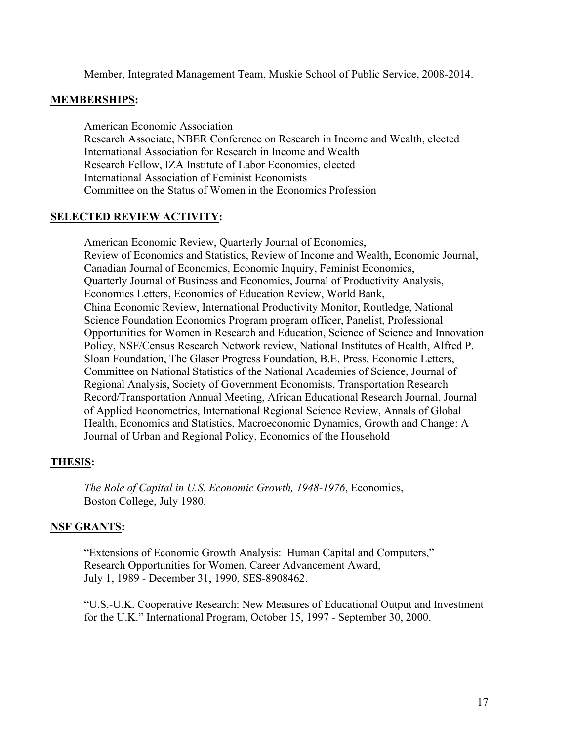Member, Integrated Management Team, Muskie School of Public Service, 2008-2014.

## MEMBERSHIPS:

American Economic Association
Research Associate, NBER Conference on Research in Income and Wealth, elected
International Association for Research in Income and Wealth
Research Fellow, IZA Institute of Labor Economics, elected
International Association of Feminist Economists
Committee on the Status of Women in the Economics Profession

## SELECTED REVIEW ACTIVITY:

American Economic Review, Quarterly Journal of Economics, Review of Economics and Statistics, Review of Income and Wealth, Economic Journal, Canadian Journal of Economics, Economic Inquiry, Feminist Economics, Quarterly Journal of Business and Economics, Journal of Productivity Analysis, Economics Letters, Economics of Education Review, World Bank, China Economic Review, International Productivity Monitor, Routledge, National Science Foundation Economics Program program officer, Panelist, Professional Opportunities for Women in Research and Education, Science of Science and Innovation Policy, NSF/Census Research Network review, National Institutes of Health, Alfred P. Sloan Foundation, The Glaser Progress Foundation, B.E. Press, Economic Letters, Committee on National Statistics of the National Academies of Science, Journal of Regional Analysis, Society of Government Economists, Transportation Research Record/Transportation Annual Meeting, African Educational Research Journal, Journal of Applied Econometrics, International Regional Science Review, Annals of Global Health, Economics and Statistics, Macroeconomic Dynamics, Growth and Change: A Journal of Urban and Regional Policy, Economics of the Household

## THESIS:

*The Role of Capital in U.S. Economic Growth, 1948-1976*, Economics, Boston College, July 1980.

## NSF GRANTS:

"Extensions of Economic Growth Analysis: Human Capital and Computers," Research Opportunities for Women, Career Advancement Award, July 1, 1989 - December 31, 1990, SES-8908462.

"U.S.-U.K. Cooperative Research: New Measures of Educational Output and Investment for the U.K." International Program, October 15, 1997 - September 30, 2000.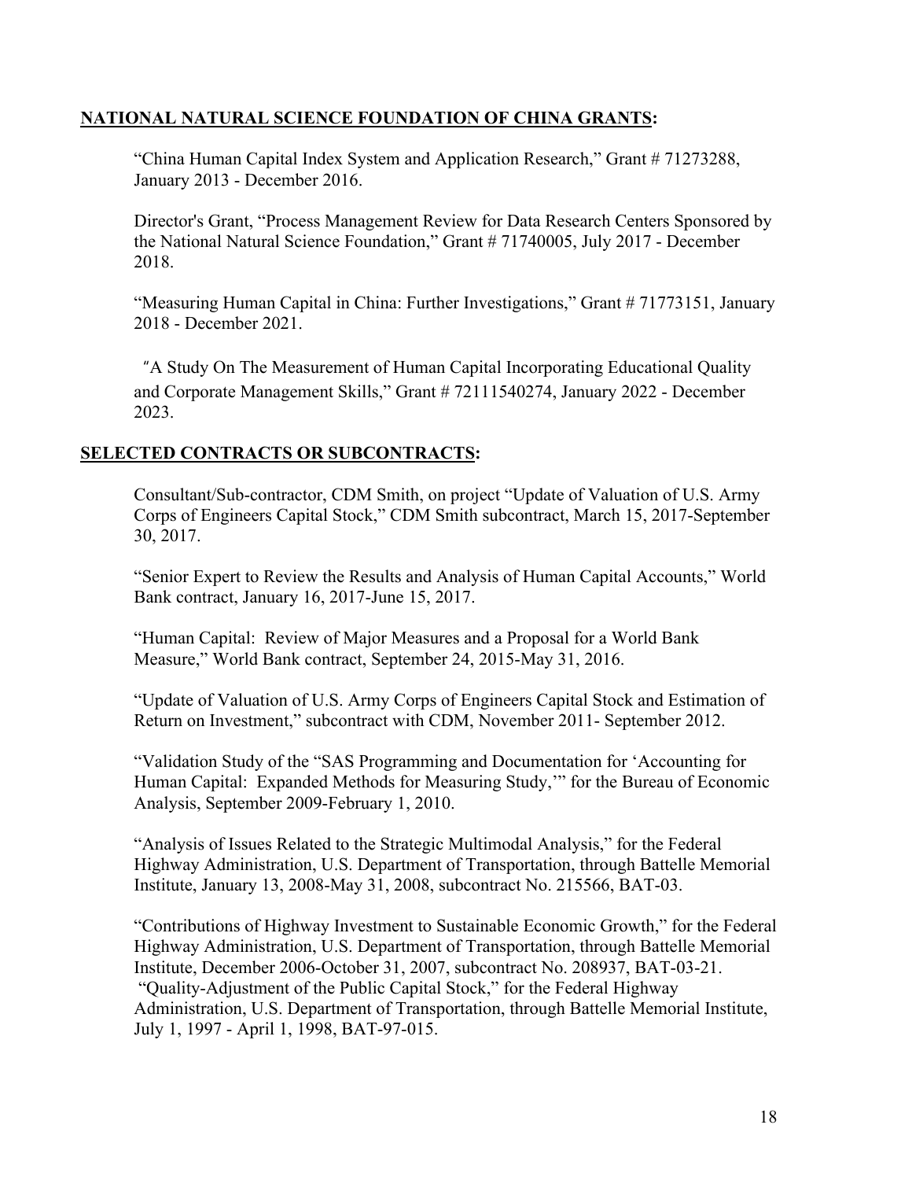**NATIONAL NATURAL SCIENCE FOUNDATION OF CHINA GRANTS:**

"China Human Capital Index System and Application Research," Grant # 71273288, January 2013 - December 2016.

Director's Grant, "Process Management Review for Data Research Centers Sponsored by the National Natural Science Foundation," Grant # 71740005, July 2017 - December 2018.

"Measuring Human Capital in China: Further Investigations," Grant # 71773151, January 2018 - December 2021.

"A Study On The Measurement of Human Capital Incorporating Educational Quality and Corporate Management Skills," Grant # 72111540274, January 2022 - December 2023.

**SELECTED CONTRACTS OR SUBCONTRACTS:**

Consultant/Sub-contractor, CDM Smith, on project "Update of Valuation of U.S. Army Corps of Engineers Capital Stock," CDM Smith subcontract, March 15, 2017-September 30, 2017.

"Senior Expert to Review the Results and Analysis of Human Capital Accounts," World Bank contract, January 16, 2017-June 15, 2017.

"Human Capital: Review of Major Measures and a Proposal for a World Bank Measure," World Bank contract, September 24, 2015-May 31, 2016.

"Update of Valuation of U.S. Army Corps of Engineers Capital Stock and Estimation of Return on Investment," subcontract with CDM, November 2011- September 2012.

"Validation Study of the "SAS Programming and Documentation for 'Accounting for Human Capital: Expanded Methods for Measuring Study,'" for the Bureau of Economic Analysis, September 2009-February 1, 2010.

"Analysis of Issues Related to the Strategic Multimodal Analysis," for the Federal Highway Administration, U.S. Department of Transportation, through Battelle Memorial Institute, January 13, 2008-May 31, 2008, subcontract No. 215566, BAT-03.

"Contributions of Highway Investment to Sustainable Economic Growth," for the Federal Highway Administration, U.S. Department of Transportation, through Battelle Memorial Institute, December 2006-October 31, 2007, subcontract No. 208937, BAT-03-21.

"Quality-Adjustment of the Public Capital Stock," for the Federal Highway Administration, U.S. Department of Transportation, through Battelle Memorial Institute, July 1, 1997 - April 1, 1998, BAT-97-015.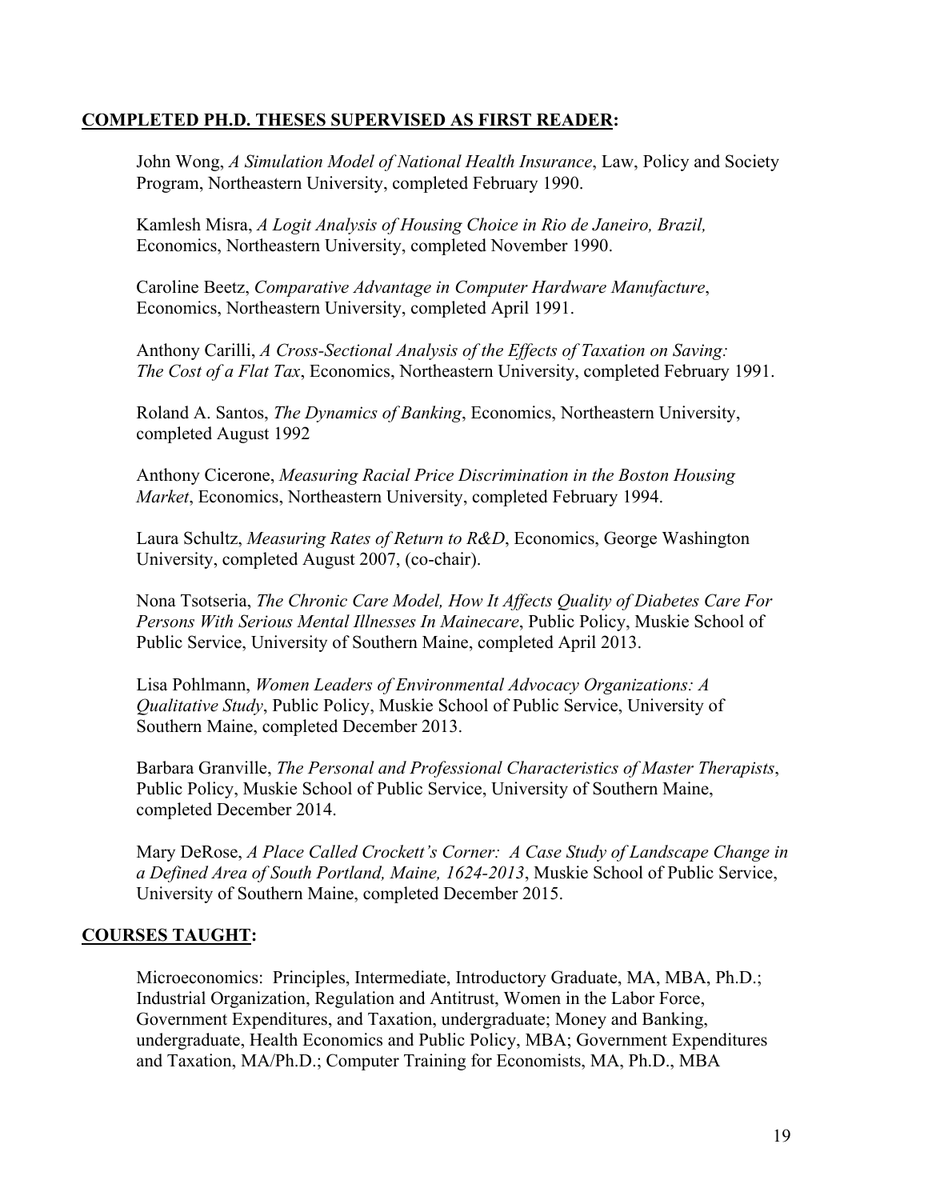## **COMPLETED PH.D. THESES SUPERVISED AS FIRST READER:**

John Wong, *A Simulation Model of National Health Insurance*, Law, Policy and Society Program, Northeastern University, completed February 1990.

Kamlesh Misra, *A Logit Analysis of Housing Choice in Rio de Janeiro, Brazil,* Economics, Northeastern University, completed November 1990.

Caroline Beetz, *Comparative Advantage in Computer Hardware Manufacture*, Economics, Northeastern University, completed April 1991.

Anthony Carilli, *A Cross-Sectional Analysis of the Effects of Taxation on Saving: The Cost of a Flat Tax*, Economics, Northeastern University, completed February 1991.

Roland A. Santos, *The Dynamics of Banking*, Economics, Northeastern University, completed August 1992

Anthony Cicerone, *Measuring Racial Price Discrimination in the Boston Housing Market*, Economics, Northeastern University, completed February 1994.

Laura Schultz, *Measuring Rates of Return to R&D*, Economics, George Washington University, completed August 2007, (co-chair).

Nona Tsotseria, *The Chronic Care Model, How It Affects Quality of Diabetes Care For Persons With Serious Mental Illnesses In Mainecare*, Public Policy, Muskie School of Public Service, University of Southern Maine, completed April 2013.

Lisa Pohlmann, *Women Leaders of Environmental Advocacy Organizations: A Qualitative Study*, Public Policy, Muskie School of Public Service, University of Southern Maine, completed December 2013.

Barbara Granville, *The Personal and Professional Characteristics of Master Therapists*, Public Policy, Muskie School of Public Service, University of Southern Maine, completed December 2014.

Mary DeRose, *A Place Called Crockett's Corner: A Case Study of Landscape Change in a Defined Area of South Portland, Maine, 1624-2013*, Muskie School of Public Service, University of Southern Maine, completed December 2015.

## **COURSES TAUGHT:**

Microeconomics: Principles, Intermediate, Introductory Graduate, MA, MBA, Ph.D.; Industrial Organization, Regulation and Antitrust, Women in the Labor Force, Government Expenditures, and Taxation, undergraduate; Money and Banking, undergraduate, Health Economics and Public Policy, MBA; Government Expenditures and Taxation, MA/Ph.D.; Computer Training for Economists, MA, Ph.D., MBA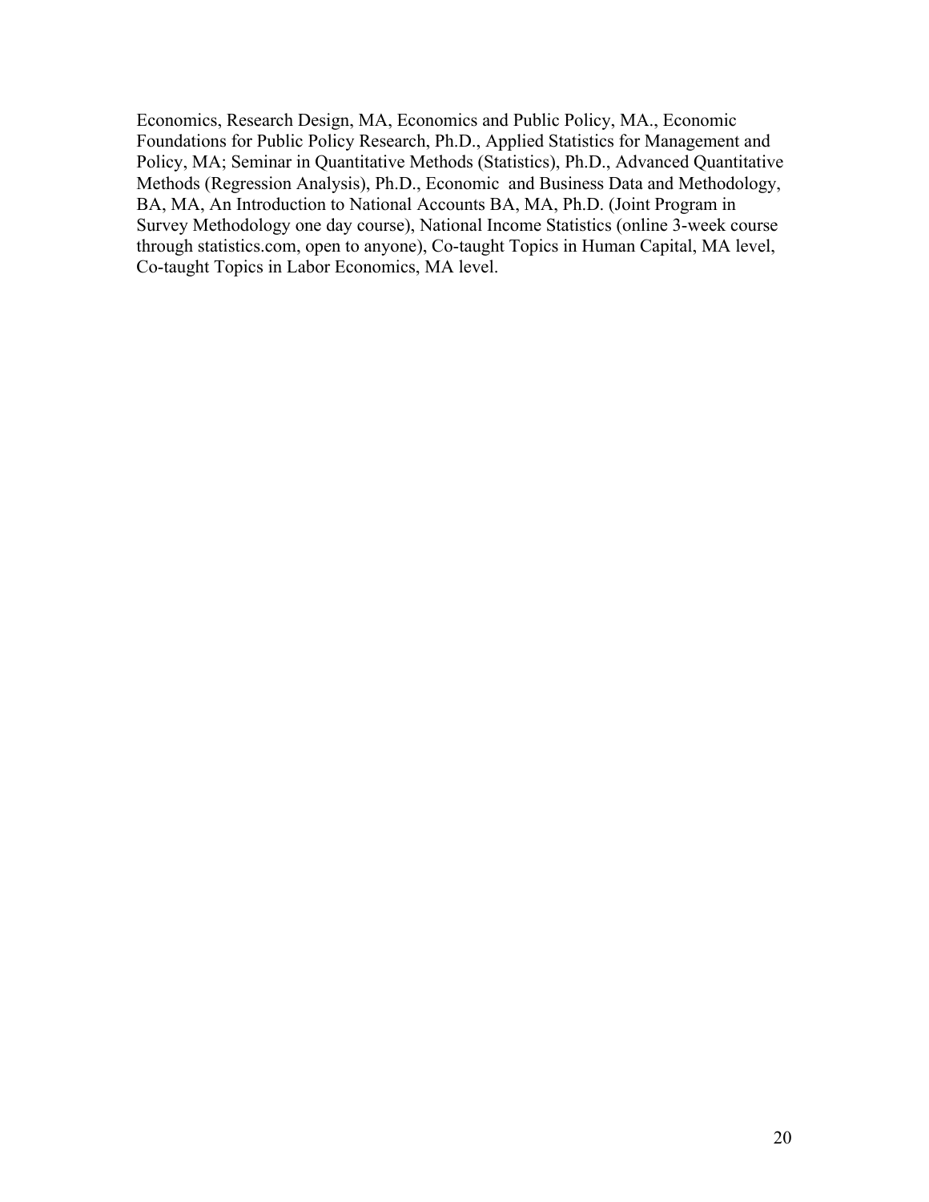Economics, Research Design, MA, Economics and Public Policy, MA., Economic Foundations for Public Policy Research, Ph.D., Applied Statistics for Management and Policy, MA; Seminar in Quantitative Methods (Statistics), Ph.D., Advanced Quantitative Methods (Regression Analysis), Ph.D., Economic and Business Data and Methodology, BA, MA, An Introduction to National Accounts BA, MA, Ph.D. (Joint Program in Survey Methodology one day course), National Income Statistics (online 3-week course through statistics.com, open to anyone), Co-taught Topics in Human Capital, MA level, Co-taught Topics in Labor Economics, MA level.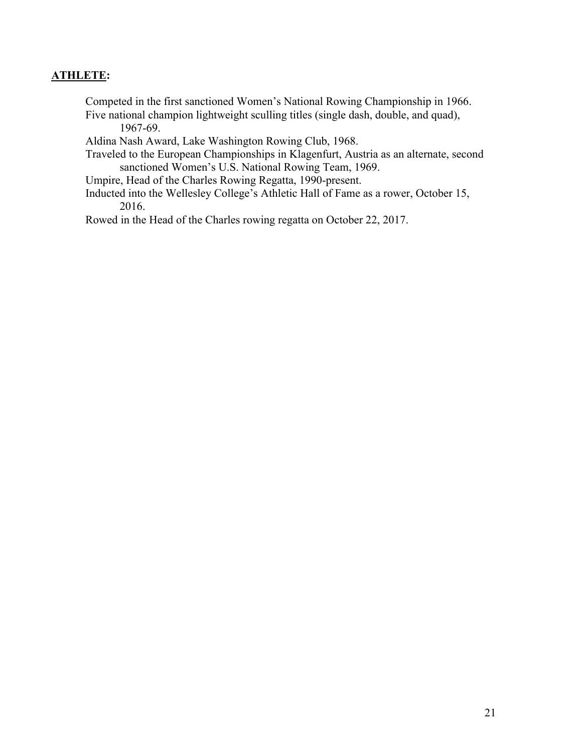**ATHLETE:**

Competed in the first sanctioned Women's National Rowing Championship in 1966.

Five national champion lightweight sculling titles (single dash, double, and quad), 1967-69.

Aldina Nash Award, Lake Washington Rowing Club, 1968.

Traveled to the European Championships in Klagenfurt, Austria as an alternate, second sanctioned Women's U.S. National Rowing Team, 1969.

Umpire, Head of the Charles Rowing Regatta, 1990-present.

Inducted into the Wellesley College's Athletic Hall of Fame as a rower, October 15, 2016.

Rowed in the Head of the Charles rowing regatta on October 22, 2017.